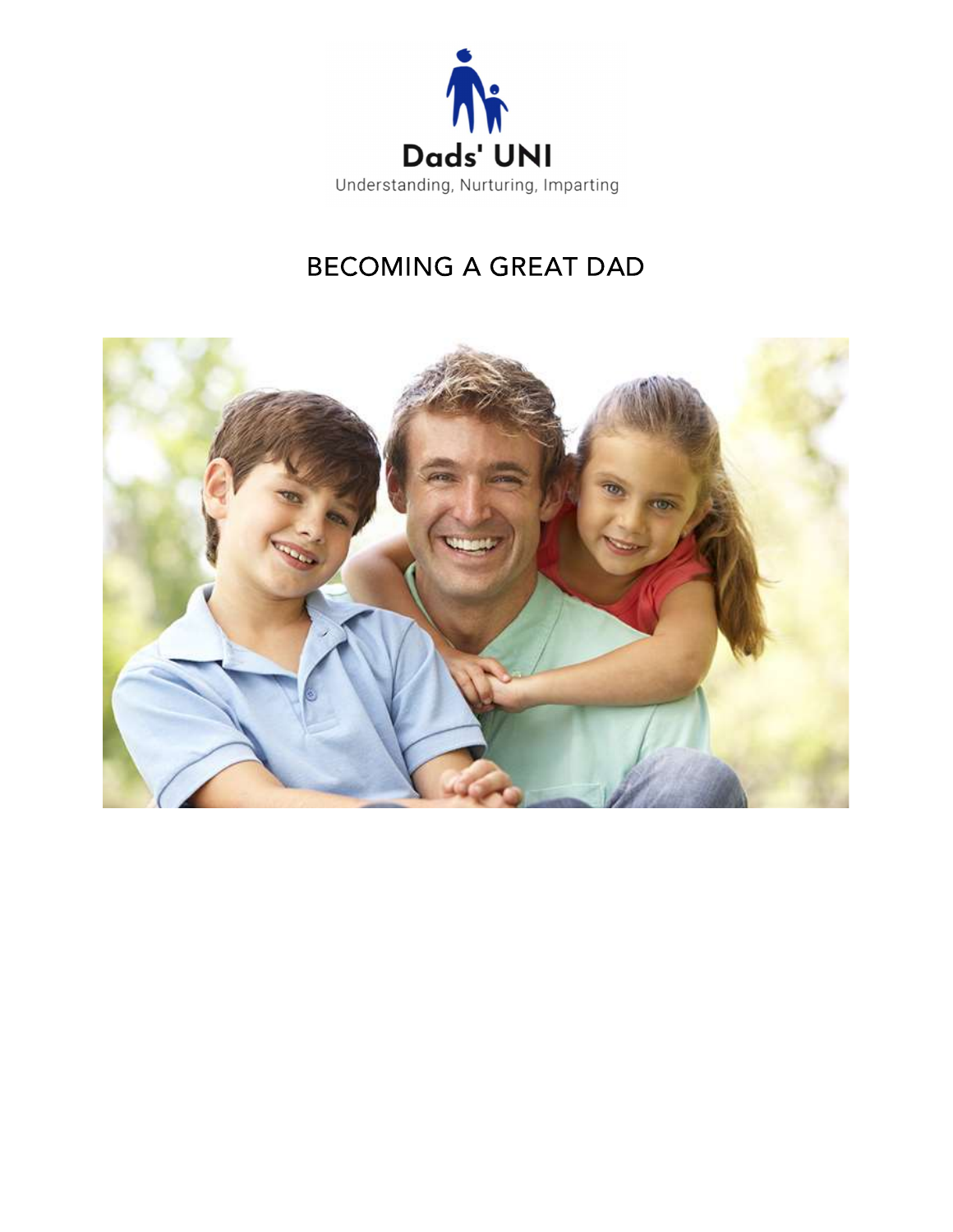Dads' UNI

Understanding, Nurturing, Imparting

# BECOMING A GREAT DAD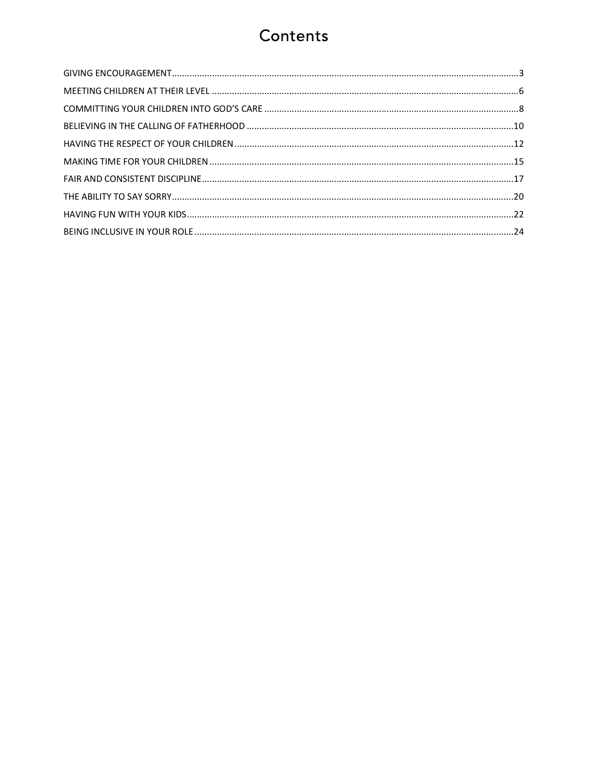# Contents

GIVING ENCOURAGEMENT .......... 3

MEETING CHILDREN AT THEIR LEVEL .......... 6

COMMITTING YOUR CHILDREN INTO GOD'S CARE .......... 8

BELIEVING IN THE CALLING OF FATHERHOOD .......... 10

HAVING THE RESPECT OF YOUR CHILDREN .......... 12

MAKING TIME FOR YOUR CHILDREN .......... 15

FAIR AND CONSISTENT DISCIPLINE .......... 17

THE ABILITY TO SAY SORRY .......... 20

HAVING FUN WITH YOUR KIDS .......... 22

BEING INCLUSIVE IN YOUR ROLE .......... 24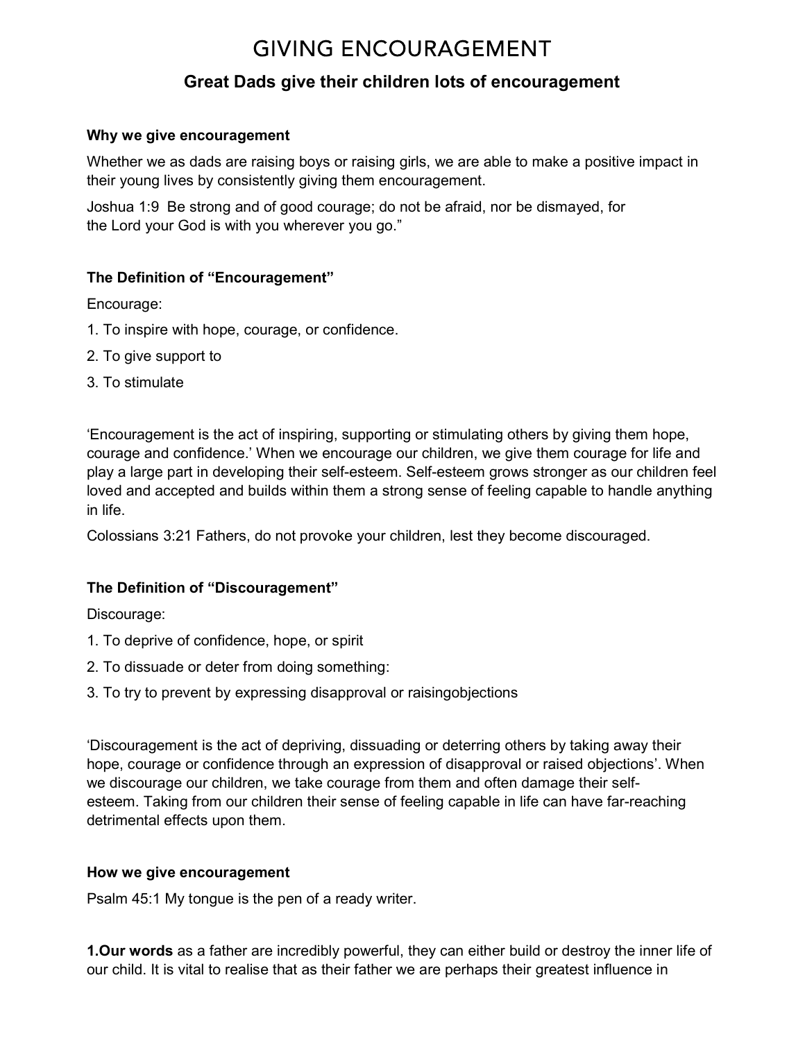# GIVING ENCOURAGEMENT

## Great Dads give their children lots of encouragement

**Why we give encouragement**

Whether we as dads are raising boys or raising girls, we are able to make a positive impact in their young lives by consistently giving them encouragement.

Joshua 1:9 Be strong and of good courage; do not be afraid, nor be dismayed, for the Lord your God is with you wherever you go."

**The Definition of "Encouragement"**

Encourage:

1. To inspire with hope, courage, or confidence.
2. To give support to
3. To stimulate

'Encouragement is the act of inspiring, supporting or stimulating others by giving them hope, courage and confidence.' When we encourage our children, we give them courage for life and play a large part in developing their self-esteem. Self-esteem grows stronger as our children feel loved and accepted and builds within them a strong sense of feeling capable to handle anything in life.

Colossians 3:21 Fathers, do not provoke your children, lest they become discouraged.

**The Definition of "Discouragement"**

Discourage:

1. To deprive of confidence, hope, or spirit
2. To dissuade or deter from doing something:
3. To try to prevent by expressing disapproval or raisingobjections

'Discouragement is the act of depriving, dissuading or deterring others by taking away their hope, courage or confidence through an expression of disapproval or raised objections'. When we discourage our children, we take courage from them and often damage their self-esteem. Taking from our children their sense of feeling capable in life can have far-reaching detrimental effects upon them.

**How we give encouragement**

Psalm 45:1 My tongue is the pen of a ready writer.

**1.Our words** as a father are incredibly powerful, they can either build or destroy the inner life of our child. It is vital to realise that as their father we are perhaps their greatest influence in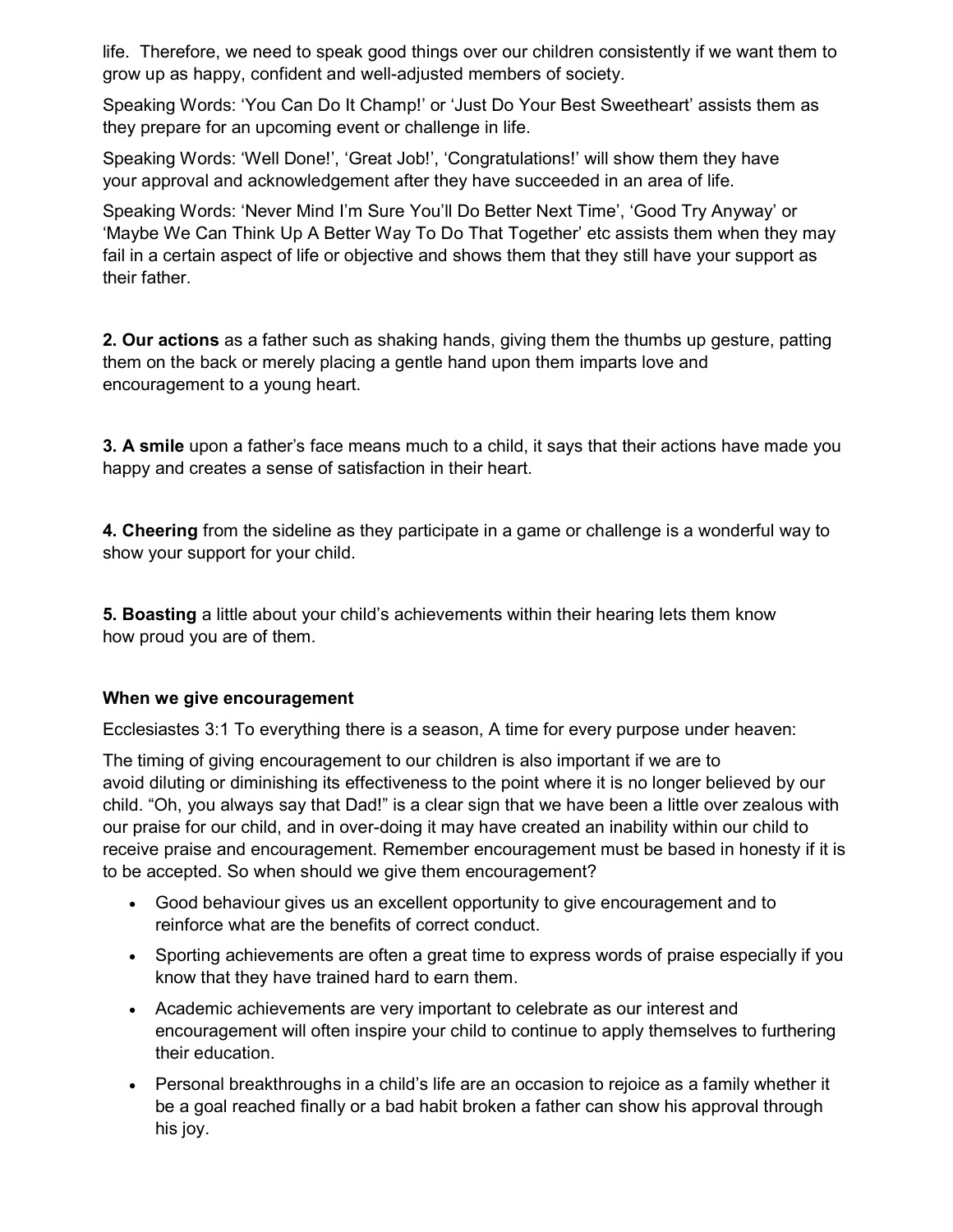life. Therefore, we need to speak good things over our children consistently if we want them to grow up as happy, confident and well-adjusted members of society.

Speaking Words: 'You Can Do It Champ!' or 'Just Do Your Best Sweetheart' assists them as they prepare for an upcoming event or challenge in life.

Speaking Words: 'Well Done!', 'Great Job!', 'Congratulations!' will show them they have your approval and acknowledgement after they have succeeded in an area of life.

Speaking Words: 'Never Mind I'm Sure You'll Do Better Next Time', 'Good Try Anyway' or 'Maybe We Can Think Up A Better Way To Do That Together' etc assists them when they may fail in a certain aspect of life or objective and shows them that they still have your support as their father.

**2. Our actions** as a father such as shaking hands, giving them the thumbs up gesture, patting them on the back or merely placing a gentle hand upon them imparts love and encouragement to a young heart.

**3. A smile** upon a father's face means much to a child, it says that their actions have made you happy and creates a sense of satisfaction in their heart.

**4. Cheering** from the sideline as they participate in a game or challenge is a wonderful way to show your support for your child.

**5. Boasting** a little about your child's achievements within their hearing lets them know how proud you are of them.

**When we give encouragement**

Ecclesiastes 3:1 To everything there is a season, A time for every purpose under heaven:

The timing of giving encouragement to our children is also important if we are to avoid diluting or diminishing its effectiveness to the point where it is no longer believed by our child. "Oh, you always say that Dad!" is a clear sign that we have been a little over zealous with our praise for our child, and in over-doing it may have created an inability within our child to receive praise and encouragement. Remember encouragement must be based in honesty if it is to be accepted. So when should we give them encouragement?

- Good behaviour gives us an excellent opportunity to give encouragement and to reinforce what are the benefits of correct conduct.
- Sporting achievements are often a great time to express words of praise especially if you know that they have trained hard to earn them.
- Academic achievements are very important to celebrate as our interest and encouragement will often inspire your child to continue to apply themselves to furthering their education.
- Personal breakthroughs in a child's life are an occasion to rejoice as a family whether it be a goal reached finally or a bad habit broken a father can show his approval through his joy.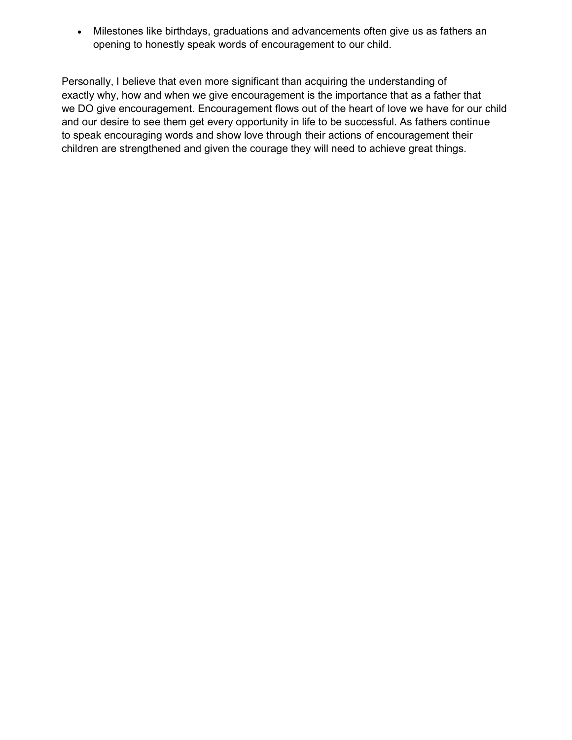- Milestones like birthdays, graduations and advancements often give us as fathers an opening to honestly speak words of encouragement to our child.

Personally, I believe that even more significant than acquiring the understanding of exactly why, how and when we give encouragement is the importance that as a father that we DO give encouragement. Encouragement flows out of the heart of love we have for our child and our desire to see them get every opportunity in life to be successful. As fathers continue to speak encouraging words and show love through their actions of encouragement their children are strengthened and given the courage they will need to achieve great things.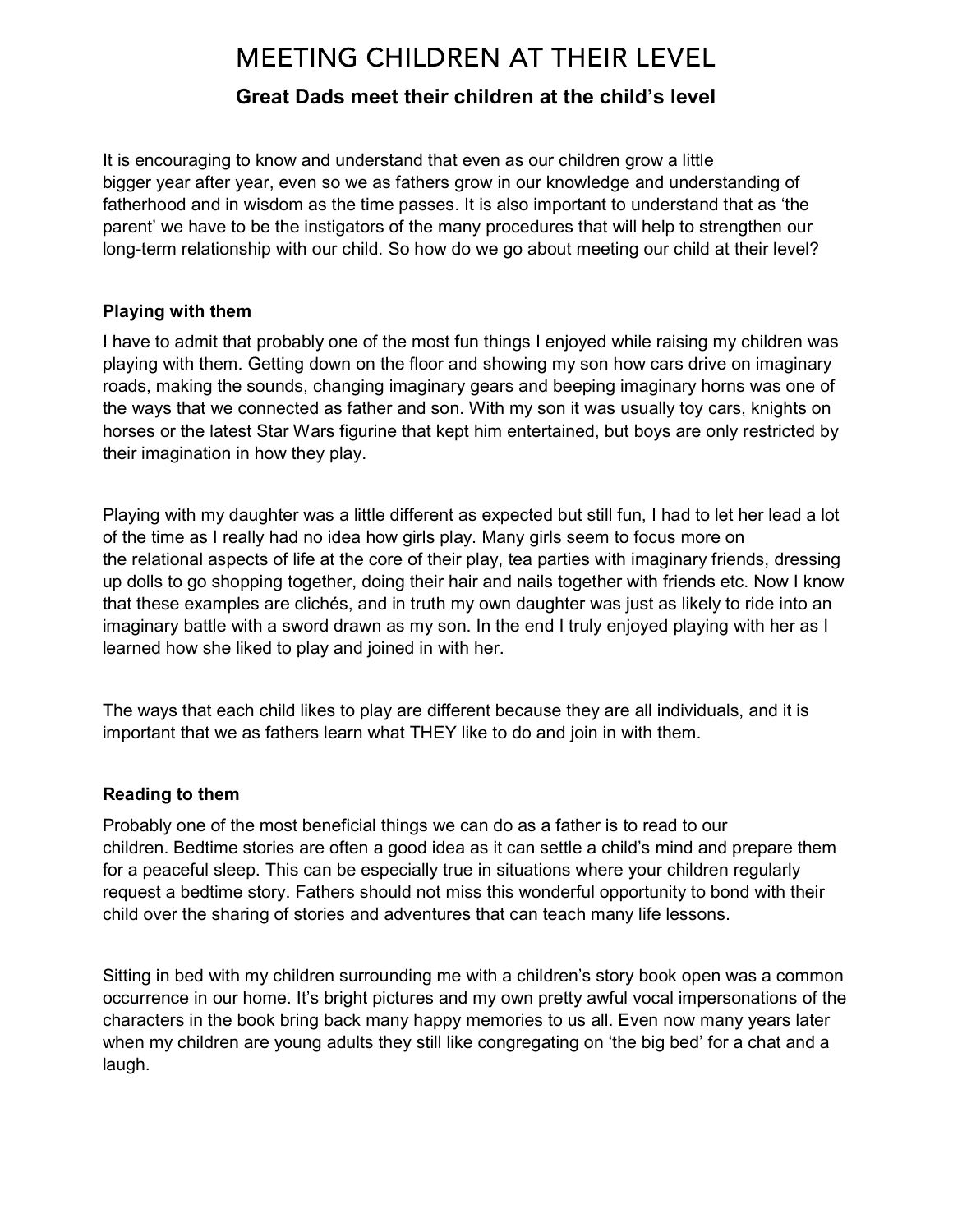# MEETING CHILDREN AT THEIR LEVEL

## Great Dads meet their children at the child's level

It is encouraging to know and understand that even as our children grow a little bigger year after year, even so we as fathers grow in our knowledge and understanding of fatherhood and in wisdom as the time passes. It is also important to understand that as 'the parent' we have to be the instigators of the many procedures that will help to strengthen our long-term relationship with our child. So how do we go about meeting our child at their level?

### Playing with them

I have to admit that probably one of the most fun things I enjoyed while raising my children was playing with them. Getting down on the floor and showing my son how cars drive on imaginary roads, making the sounds, changing imaginary gears and beeping imaginary horns was one of the ways that we connected as father and son. With my son it was usually toy cars, knights on horses or the latest Star Wars figurine that kept him entertained, but boys are only restricted by their imagination in how they play.

Playing with my daughter was a little different as expected but still fun, I had to let her lead a lot of the time as I really had no idea how girls play. Many girls seem to focus more on the relational aspects of life at the core of their play, tea parties with imaginary friends, dressing up dolls to go shopping together, doing their hair and nails together with friends etc. Now I know that these examples are clichés, and in truth my own daughter was just as likely to ride into an imaginary battle with a sword drawn as my son. In the end I truly enjoyed playing with her as I learned how she liked to play and joined in with her.

The ways that each child likes to play are different because they are all individuals, and it is important that we as fathers learn what THEY like to do and join in with them.

### Reading to them

Probably one of the most beneficial things we can do as a father is to read to our children. Bedtime stories are often a good idea as it can settle a child's mind and prepare them for a peaceful sleep. This can be especially true in situations where your children regularly request a bedtime story. Fathers should not miss this wonderful opportunity to bond with their child over the sharing of stories and adventures that can teach many life lessons.

Sitting in bed with my children surrounding me with a children's story book open was a common occurrence in our home. It's bright pictures and my own pretty awful vocal impersonations of the characters in the book bring back many happy memories to us all. Even now many years later when my children are young adults they still like congregating on 'the big bed' for a chat and a laugh.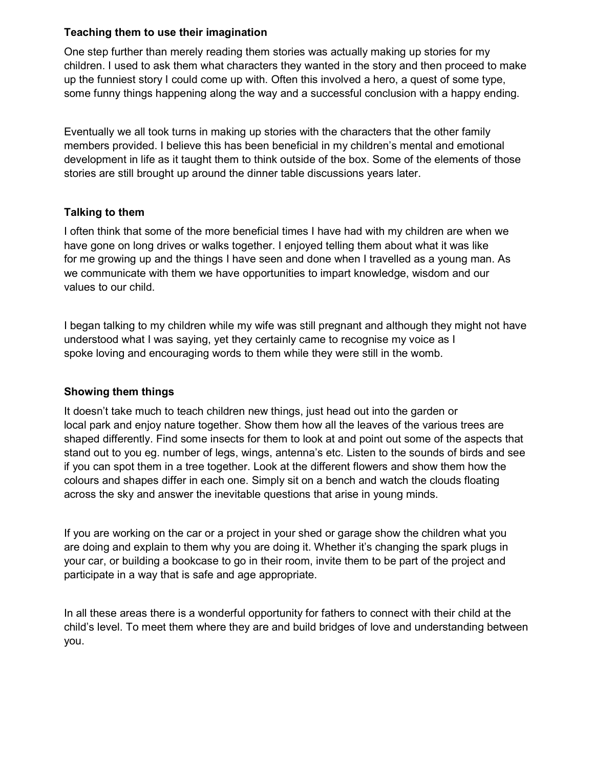**Teaching them to use their imagination**

One step further than merely reading them stories was actually making up stories for my children. I used to ask them what characters they wanted in the story and then proceed to make up the funniest story I could come up with. Often this involved a hero, a quest of some type, some funny things happening along the way and a successful conclusion with a happy ending.

Eventually we all took turns in making up stories with the characters that the other family members provided. I believe this has been beneficial in my children's mental and emotional development in life as it taught them to think outside of the box. Some of the elements of those stories are still brought up around the dinner table discussions years later.

**Talking to them**

I often think that some of the more beneficial times I have had with my children are when we have gone on long drives or walks together. I enjoyed telling them about what it was like for me growing up and the things I have seen and done when I travelled as a young man. As we communicate with them we have opportunities to impart knowledge, wisdom and our values to our child.

I began talking to my children while my wife was still pregnant and although they might not have understood what I was saying, yet they certainly came to recognise my voice as I spoke loving and encouraging words to them while they were still in the womb.

**Showing them things**

It doesn't take much to teach children new things, just head out into the garden or local park and enjoy nature together. Show them how all the leaves of the various trees are shaped differently. Find some insects for them to look at and point out some of the aspects that stand out to you eg. number of legs, wings, antenna's etc. Listen to the sounds of birds and see if you can spot them in a tree together. Look at the different flowers and show them how the colours and shapes differ in each one. Simply sit on a bench and watch the clouds floating across the sky and answer the inevitable questions that arise in young minds.

If you are working on the car or a project in your shed or garage show the children what you are doing and explain to them why you are doing it. Whether it's changing the spark plugs in your car, or building a bookcase to go in their room, invite them to be part of the project and participate in a way that is safe and age appropriate.

In all these areas there is a wonderful opportunity for fathers to connect with their child at the child's level. To meet them where they are and build bridges of love and understanding between you.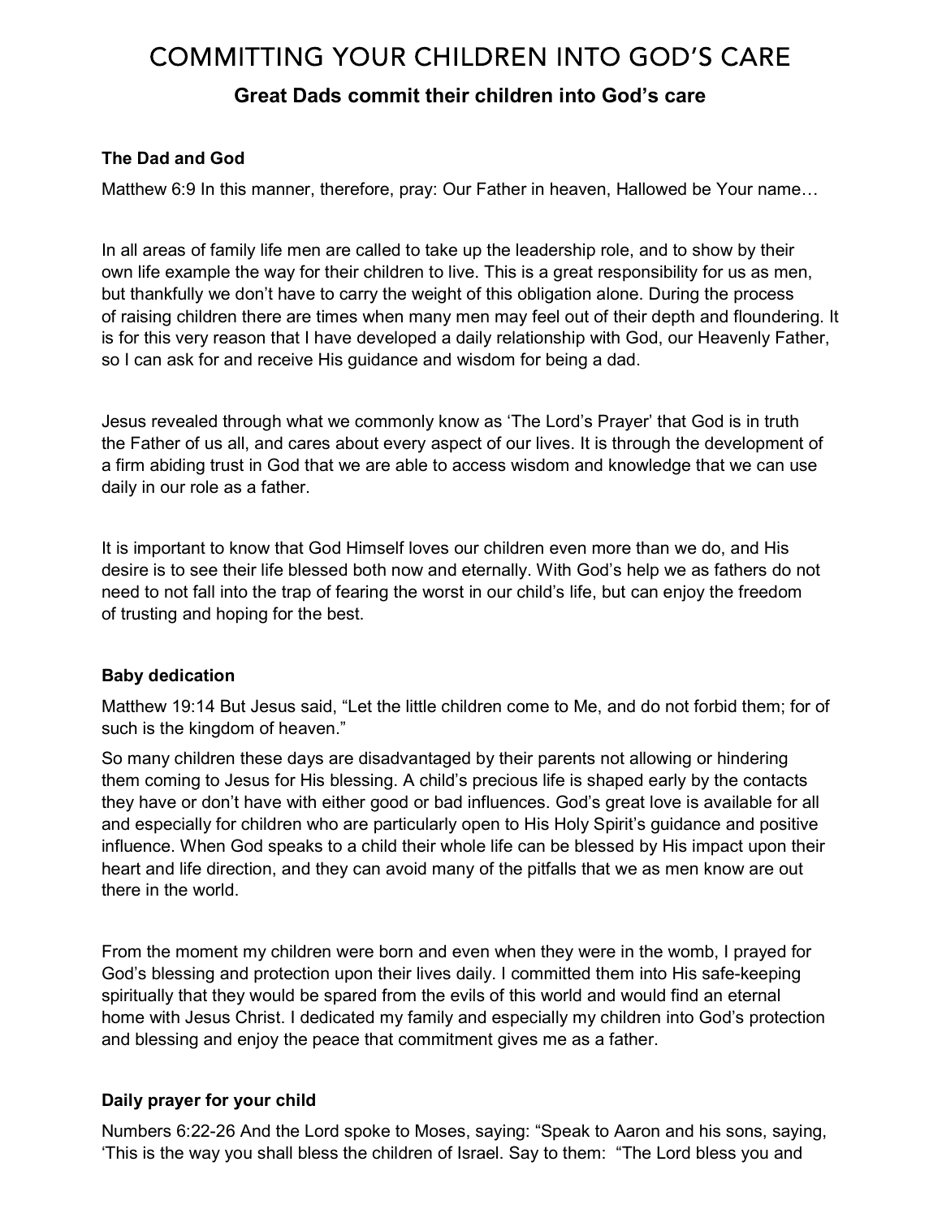# COMMITTING YOUR CHILDREN INTO GOD'S CARE

## Great Dads commit their children into God's care

### The Dad and God

Matthew 6:9 In this manner, therefore, pray: Our Father in heaven, Hallowed be Your name…

In all areas of family life men are called to take up the leadership role, and to show by their own life example the way for their children to live. This is a great responsibility for us as men, but thankfully we don't have to carry the weight of this obligation alone. During the process of raising children there are times when many men may feel out of their depth and floundering. It is for this very reason that I have developed a daily relationship with God, our Heavenly Father, so I can ask for and receive His guidance and wisdom for being a dad.

Jesus revealed through what we commonly know as 'The Lord's Prayer' that God is in truth the Father of us all, and cares about every aspect of our lives. It is through the development of a firm abiding trust in God that we are able to access wisdom and knowledge that we can use daily in our role as a father.

It is important to know that God Himself loves our children even more than we do, and His desire is to see their life blessed both now and eternally. With God's help we as fathers do not need to not fall into the trap of fearing the worst in our child's life, but can enjoy the freedom of trusting and hoping for the best.

### Baby dedication

Matthew 19:14 But Jesus said, "Let the little children come to Me, and do not forbid them; for of such is the kingdom of heaven."

So many children these days are disadvantaged by their parents not allowing or hindering them coming to Jesus for His blessing. A child's precious life is shaped early by the contacts they have or don't have with either good or bad influences. God's great love is available for all and especially for children who are particularly open to His Holy Spirit's guidance and positive influence. When God speaks to a child their whole life can be blessed by His impact upon their heart and life direction, and they can avoid many of the pitfalls that we as men know are out there in the world.

From the moment my children were born and even when they were in the womb, I prayed for God's blessing and protection upon their lives daily. I committed them into His safe-keeping spiritually that they would be spared from the evils of this world and would find an eternal home with Jesus Christ. I dedicated my family and especially my children into God's protection and blessing and enjoy the peace that commitment gives me as a father.

### Daily prayer for your child

Numbers 6:22-26 And the Lord spoke to Moses, saying: "Speak to Aaron and his sons, saying, 'This is the way you shall bless the children of Israel. Say to them: "The Lord bless you and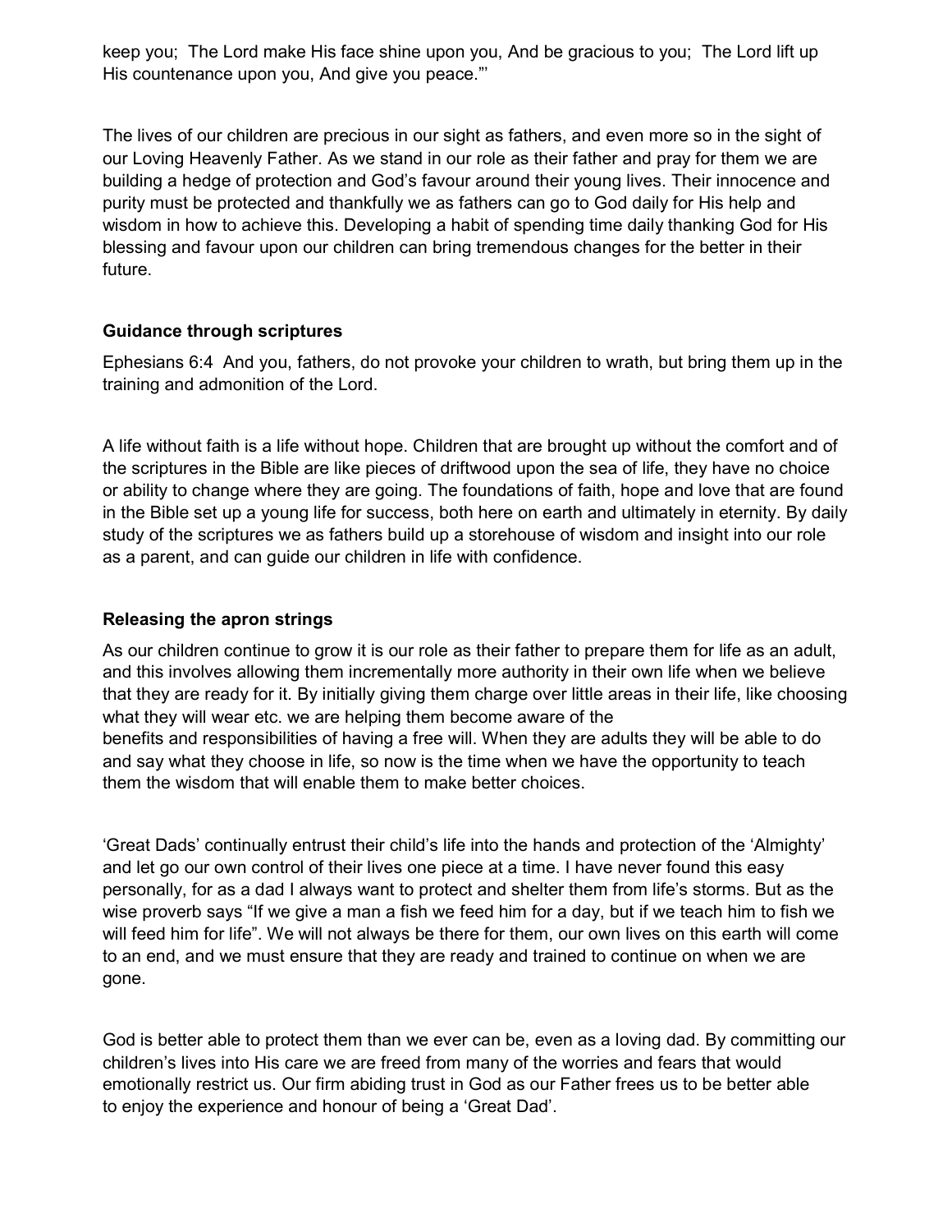keep you; The Lord make His face shine upon you, And be gracious to you; The Lord lift up His countenance upon you, And give you peace."'

The lives of our children are precious in our sight as fathers, and even more so in the sight of our Loving Heavenly Father. As we stand in our role as their father and pray for them we are building a hedge of protection and God's favour around their young lives. Their innocence and purity must be protected and thankfully we as fathers can go to God daily for His help and wisdom in how to achieve this. Developing a habit of spending time daily thanking God for His blessing and favour upon our children can bring tremendous changes for the better in their future.

**Guidance through scriptures**

Ephesians 6:4 And you, fathers, do not provoke your children to wrath, but bring them up in the training and admonition of the Lord.

A life without faith is a life without hope. Children that are brought up without the comfort and of the scriptures in the Bible are like pieces of driftwood upon the sea of life, they have no choice or ability to change where they are going. The foundations of faith, hope and love that are found in the Bible set up a young life for success, both here on earth and ultimately in eternity. By daily study of the scriptures we as fathers build up a storehouse of wisdom and insight into our role as a parent, and can guide our children in life with confidence.

**Releasing the apron strings**

As our children continue to grow it is our role as their father to prepare them for life as an adult, and this involves allowing them incrementally more authority in their own life when we believe that they are ready for it. By initially giving them charge over little areas in their life, like choosing what they will wear etc. we are helping them become aware of the benefits and responsibilities of having a free will. When they are adults they will be able to do and say what they choose in life, so now is the time when we have the opportunity to teach them the wisdom that will enable them to make better choices.

'Great Dads' continually entrust their child's life into the hands and protection of the 'Almighty' and let go our own control of their lives one piece at a time. I have never found this easy personally, for as a dad I always want to protect and shelter them from life's storms. But as the wise proverb says "If we give a man a fish we feed him for a day, but if we teach him to fish we will feed him for life". We will not always be there for them, our own lives on this earth will come to an end, and we must ensure that they are ready and trained to continue on when we are gone.

God is better able to protect them than we ever can be, even as a loving dad. By committing our children's lives into His care we are freed from many of the worries and fears that would emotionally restrict us. Our firm abiding trust in God as our Father frees us to be better able to enjoy the experience and honour of being a 'Great Dad'.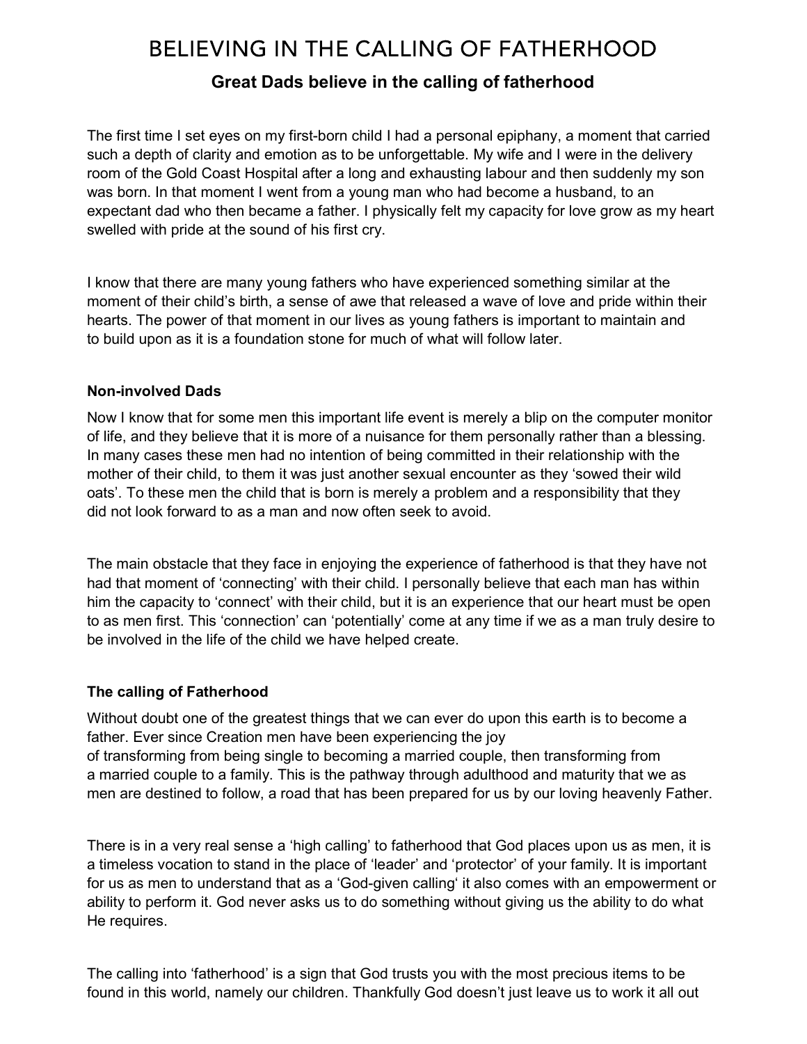# BELIEVING IN THE CALLING OF FATHERHOOD

## Great Dads believe in the calling of fatherhood

The first time I set eyes on my first-born child I had a personal epiphany, a moment that carried such a depth of clarity and emotion as to be unforgettable. My wife and I were in the delivery room of the Gold Coast Hospital after a long and exhausting labour and then suddenly my son was born. In that moment I went from a young man who had become a husband, to an expectant dad who then became a father. I physically felt my capacity for love grow as my heart swelled with pride at the sound of his first cry.

I know that there are many young fathers who have experienced something similar at the moment of their child's birth, a sense of awe that released a wave of love and pride within their hearts. The power of that moment in our lives as young fathers is important to maintain and to build upon as it is a foundation stone for much of what will follow later.

### Non-involved Dads

Now I know that for some men this important life event is merely a blip on the computer monitor of life, and they believe that it is more of a nuisance for them personally rather than a blessing. In many cases these men had no intention of being committed in their relationship with the mother of their child, to them it was just another sexual encounter as they 'sowed their wild oats'. To these men the child that is born is merely a problem and a responsibility that they did not look forward to as a man and now often seek to avoid.

The main obstacle that they face in enjoying the experience of fatherhood is that they have not had that moment of 'connecting' with their child. I personally believe that each man has within him the capacity to 'connect' with their child, but it is an experience that our heart must be open to as men first. This 'connection' can 'potentially' come at any time if we as a man truly desire to be involved in the life of the child we have helped create.

### The calling of Fatherhood

Without doubt one of the greatest things that we can ever do upon this earth is to become a father. Ever since Creation men have been experiencing the joy of transforming from being single to becoming a married couple, then transforming from a married couple to a family. This is the pathway through adulthood and maturity that we as men are destined to follow, a road that has been prepared for us by our loving heavenly Father.

There is in a very real sense a 'high calling' to fatherhood that God places upon us as men, it is a timeless vocation to stand in the place of 'leader' and 'protector' of your family. It is important for us as men to understand that as a 'God-given calling' it also comes with an empowerment or ability to perform it. God never asks us to do something without giving us the ability to do what He requires.

The calling into 'fatherhood' is a sign that God trusts you with the most precious items to be found in this world, namely our children. Thankfully God doesn't just leave us to work it all out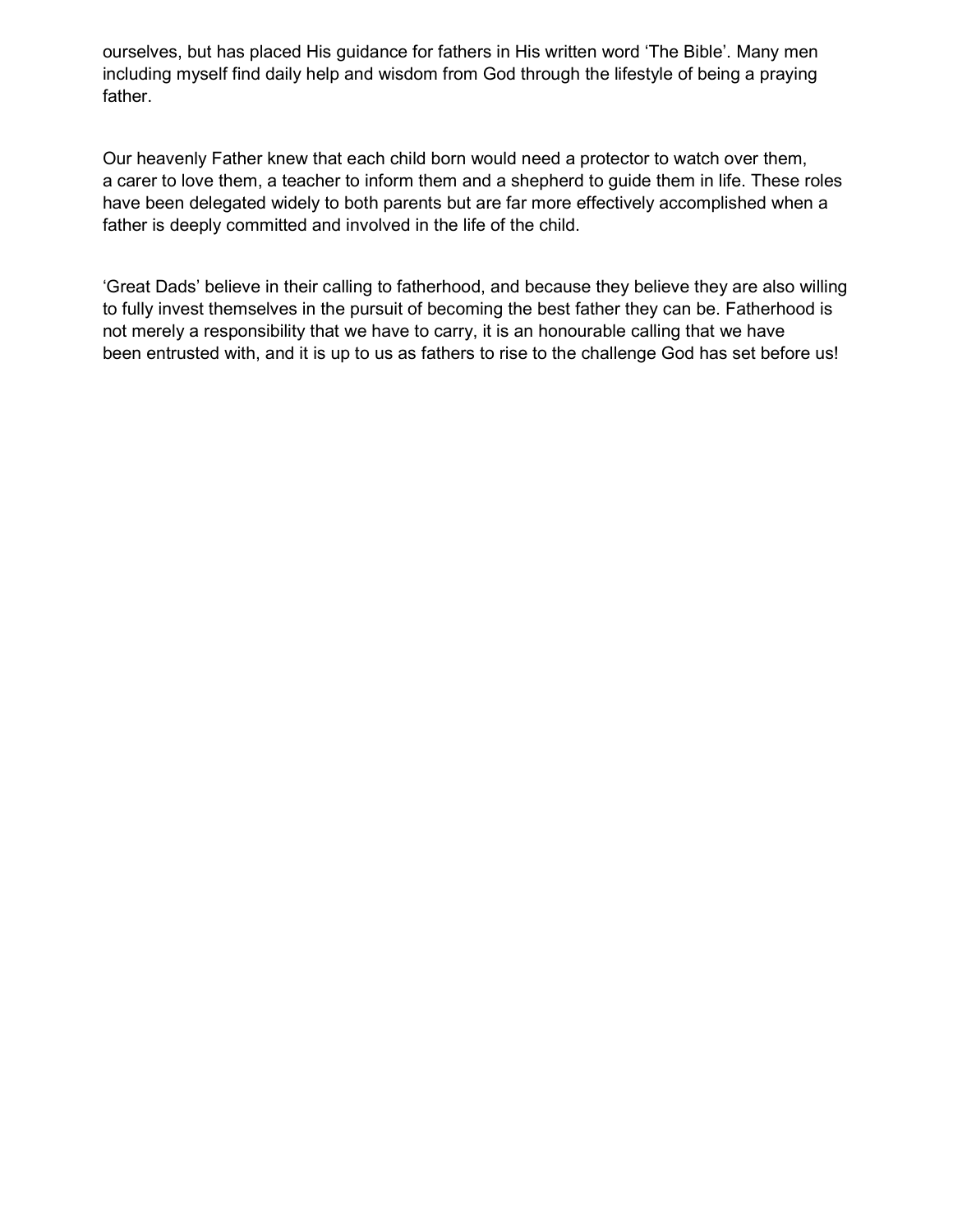ourselves, but has placed His guidance for fathers in His written word ‘The Bible’. Many men including myself find daily help and wisdom from God through the lifestyle of being a praying father.

Our heavenly Father knew that each child born would need a protector to watch over them, a carer to love them, a teacher to inform them and a shepherd to guide them in life. These roles have been delegated widely to both parents but are far more effectively accomplished when a father is deeply committed and involved in the life of the child.

‘Great Dads’ believe in their calling to fatherhood, and because they believe they are also willing to fully invest themselves in the pursuit of becoming the best father they can be. Fatherhood is not merely a responsibility that we have to carry, it is an honourable calling that we have been entrusted with, and it is up to us as fathers to rise to the challenge God has set before us!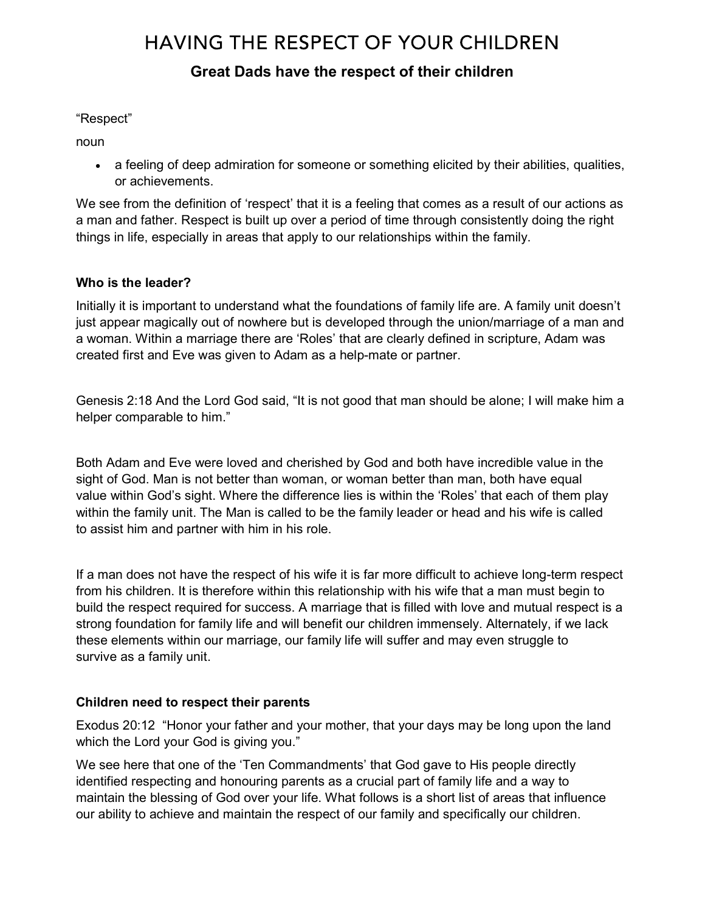# HAVING THE RESPECT OF YOUR CHILDREN

## Great Dads have the respect of their children

"Respect"

noun

- a feeling of deep admiration for someone or something elicited by their abilities, qualities, or achievements.

We see from the definition of 'respect' that it is a feeling that comes as a result of our actions as a man and father. Respect is built up over a period of time through consistently doing the right things in life, especially in areas that apply to our relationships within the family.

### Who is the leader?

Initially it is important to understand what the foundations of family life are. A family unit doesn't just appear magically out of nowhere but is developed through the union/marriage of a man and a woman. Within a marriage there are 'Roles' that are clearly defined in scripture, Adam was created first and Eve was given to Adam as a help-mate or partner.

Genesis 2:18 And the Lord God said, "It is not good that man should be alone; I will make him a helper comparable to him."

Both Adam and Eve were loved and cherished by God and both have incredible value in the sight of God. Man is not better than woman, or woman better than man, both have equal value within God's sight. Where the difference lies is within the 'Roles' that each of them play within the family unit. The Man is called to be the family leader or head and his wife is called to assist him and partner with him in his role.

If a man does not have the respect of his wife it is far more difficult to achieve long-term respect from his children. It is therefore within this relationship with his wife that a man must begin to build the respect required for success. A marriage that is filled with love and mutual respect is a strong foundation for family life and will benefit our children immensely. Alternately, if we lack these elements within our marriage, our family life will suffer and may even struggle to survive as a family unit.

### Children need to respect their parents

Exodus 20:12 "Honor your father and your mother, that your days may be long upon the land which the Lord your God is giving you."

We see here that one of the 'Ten Commandments' that God gave to His people directly identified respecting and honouring parents as a crucial part of family life and a way to maintain the blessing of God over your life. What follows is a short list of areas that influence our ability to achieve and maintain the respect of our family and specifically our children.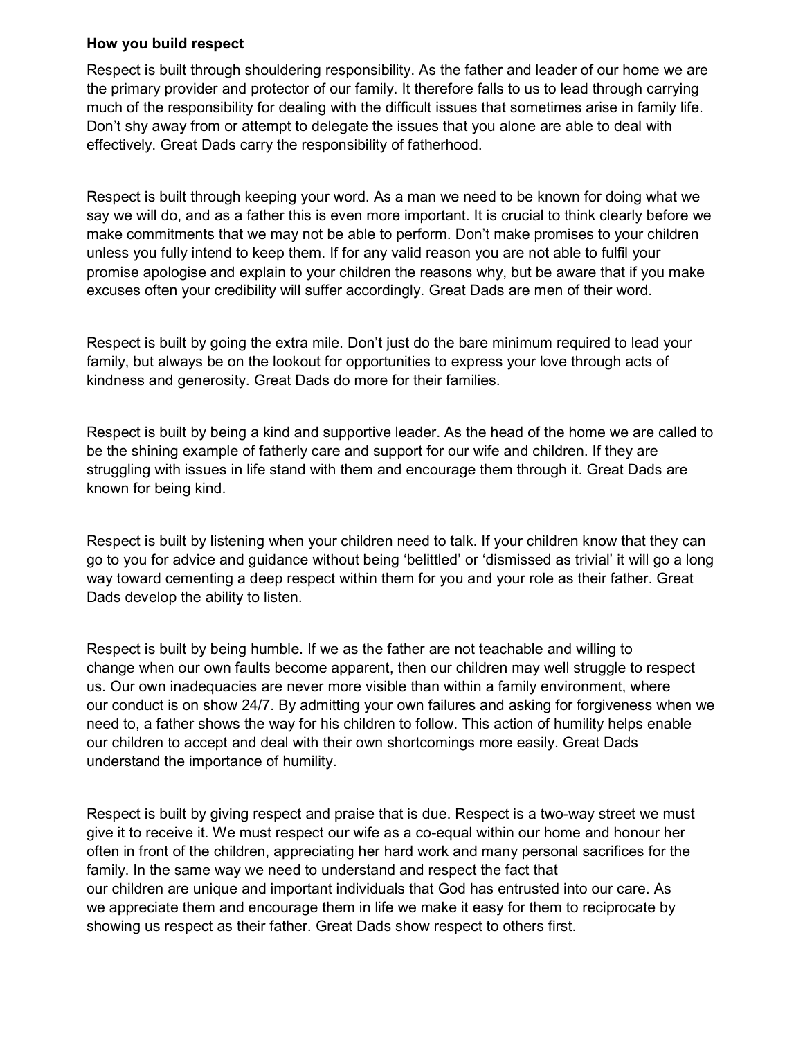**How you build respect**

Respect is built through shouldering responsibility. As the father and leader of our home we are the primary provider and protector of our family. It therefore falls to us to lead through carrying much of the responsibility for dealing with the difficult issues that sometimes arise in family life. Don't shy away from or attempt to delegate the issues that you alone are able to deal with effectively. Great Dads carry the responsibility of fatherhood.

Respect is built through keeping your word. As a man we need to be known for doing what we say we will do, and as a father this is even more important. It is crucial to think clearly before we make commitments that we may not be able to perform. Don't make promises to your children unless you fully intend to keep them. If for any valid reason you are not able to fulfil your promise apologise and explain to your children the reasons why, but be aware that if you make excuses often your credibility will suffer accordingly. Great Dads are men of their word.

Respect is built by going the extra mile. Don't just do the bare minimum required to lead your family, but always be on the lookout for opportunities to express your love through acts of kindness and generosity. Great Dads do more for their families.

Respect is built by being a kind and supportive leader. As the head of the home we are called to be the shining example of fatherly care and support for our wife and children. If they are struggling with issues in life stand with them and encourage them through it. Great Dads are known for being kind.

Respect is built by listening when your children need to talk. If your children know that they can go to you for advice and guidance without being 'belittled' or 'dismissed as trivial' it will go a long way toward cementing a deep respect within them for you and your role as their father. Great Dads develop the ability to listen.

Respect is built by being humble. If we as the father are not teachable and willing to change when our own faults become apparent, then our children may well struggle to respect us. Our own inadequacies are never more visible than within a family environment, where our conduct is on show 24/7. By admitting your own failures and asking for forgiveness when we need to, a father shows the way for his children to follow. This action of humility helps enable our children to accept and deal with their own shortcomings more easily. Great Dads understand the importance of humility.

Respect is built by giving respect and praise that is due. Respect is a two-way street we must give it to receive it. We must respect our wife as a co-equal within our home and honour her often in front of the children, appreciating her hard work and many personal sacrifices for the family. In the same way we need to understand and respect the fact that our children are unique and important individuals that God has entrusted into our care. As we appreciate them and encourage them in life we make it easy for them to reciprocate by showing us respect as their father. Great Dads show respect to others first.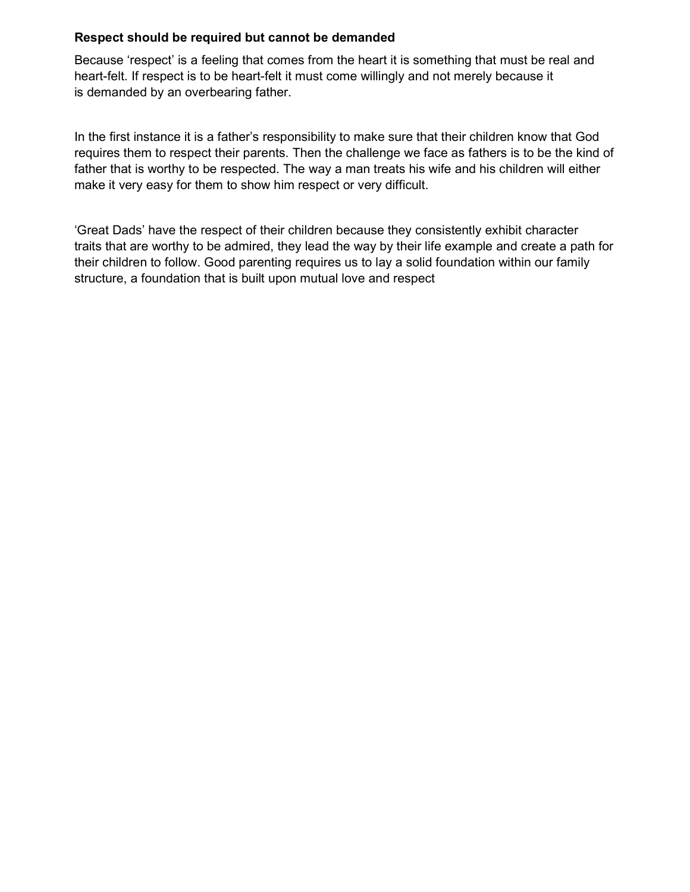**Respect should be required but cannot be demanded**

Because 'respect' is a feeling that comes from the heart it is something that must be real and heart-felt. If respect is to be heart-felt it must come willingly and not merely because it is demanded by an overbearing father.

In the first instance it is a father's responsibility to make sure that their children know that God requires them to respect their parents. Then the challenge we face as fathers is to be the kind of father that is worthy to be respected. The way a man treats his wife and his children will either make it very easy for them to show him respect or very difficult.

'Great Dads' have the respect of their children because they consistently exhibit character traits that are worthy to be admired, they lead the way by their life example and create a path for their children to follow. Good parenting requires us to lay a solid foundation within our family structure, a foundation that is built upon mutual love and respect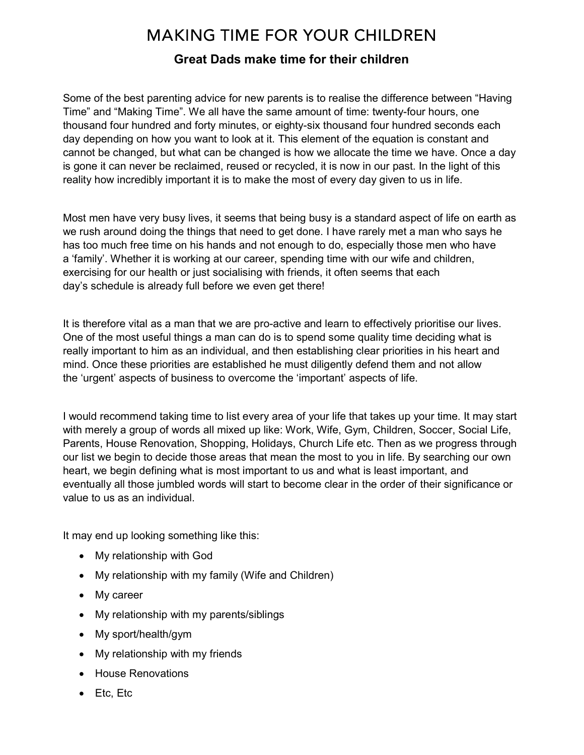# MAKING TIME FOR YOUR CHILDREN

## Great Dads make time for their children

Some of the best parenting advice for new parents is to realise the difference between "Having Time" and "Making Time". We all have the same amount of time: twenty-four hours, one thousand four hundred and forty minutes, or eighty-six thousand four hundred seconds each day depending on how you want to look at it. This element of the equation is constant and cannot be changed, but what can be changed is how we allocate the time we have. Once a day is gone it can never be reclaimed, reused or recycled, it is now in our past. In the light of this reality how incredibly important it is to make the most of every day given to us in life.

Most men have very busy lives, it seems that being busy is a standard aspect of life on earth as we rush around doing the things that need to get done. I have rarely met a man who says he has too much free time on his hands and not enough to do, especially those men who have a 'family'. Whether it is working at our career, spending time with our wife and children, exercising for our health or just socialising with friends, it often seems that each day's schedule is already full before we even get there!

It is therefore vital as a man that we are pro-active and learn to effectively prioritise our lives. One of the most useful things a man can do is to spend some quality time deciding what is really important to him as an individual, and then establishing clear priorities in his heart and mind. Once these priorities are established he must diligently defend them and not allow the 'urgent' aspects of business to overcome the 'important' aspects of life.

I would recommend taking time to list every area of your life that takes up your time. It may start with merely a group of words all mixed up like: Work, Wife, Gym, Children, Soccer, Social Life, Parents, House Renovation, Shopping, Holidays, Church Life etc. Then as we progress through our list we begin to decide those areas that mean the most to you in life. By searching our own heart, we begin defining what is most important to us and what is least important, and eventually all those jumbled words will start to become clear in the order of their significance or value to us as an individual.

It may end up looking something like this:

- My relationship with God
- My relationship with my family (Wife and Children)
- My career
- My relationship with my parents/siblings
- My sport/health/gym
- My relationship with my friends
- House Renovations
- Etc, Etc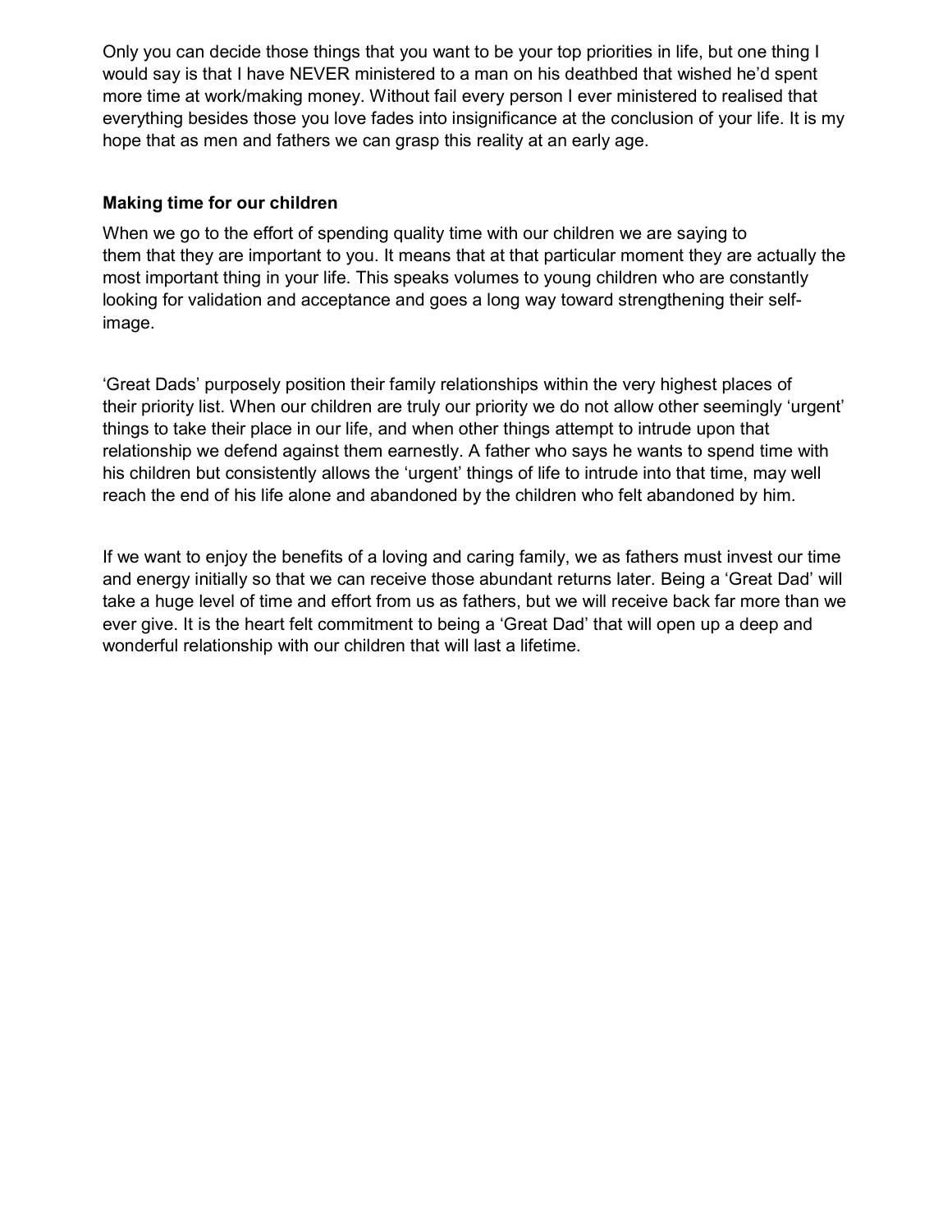Only you can decide those things that you want to be your top priorities in life, but one thing I would say is that I have NEVER ministered to a man on his deathbed that wished he'd spent more time at work/making money. Without fail every person I ever ministered to realised that everything besides those you love fades into insignificance at the conclusion of your life. It is my hope that as men and fathers we can grasp this reality at an early age.

**Making time for our children**

When we go to the effort of spending quality time with our children we are saying to them that they are important to you. It means that at that particular moment they are actually the most important thing in your life. This speaks volumes to young children who are constantly looking for validation and acceptance and goes a long way toward strengthening their self-image.

'Great Dads' purposely position their family relationships within the very highest places of their priority list. When our children are truly our priority we do not allow other seemingly 'urgent' things to take their place in our life, and when other things attempt to intrude upon that relationship we defend against them earnestly. A father who says he wants to spend time with his children but consistently allows the 'urgent' things of life to intrude into that time, may well reach the end of his life alone and abandoned by the children who felt abandoned by him.

If we want to enjoy the benefits of a loving and caring family, we as fathers must invest our time and energy initially so that we can receive those abundant returns later. Being a 'Great Dad' will take a huge level of time and effort from us as fathers, but we will receive back far more than we ever give. It is the heart felt commitment to being a 'Great Dad' that will open up a deep and wonderful relationship with our children that will last a lifetime.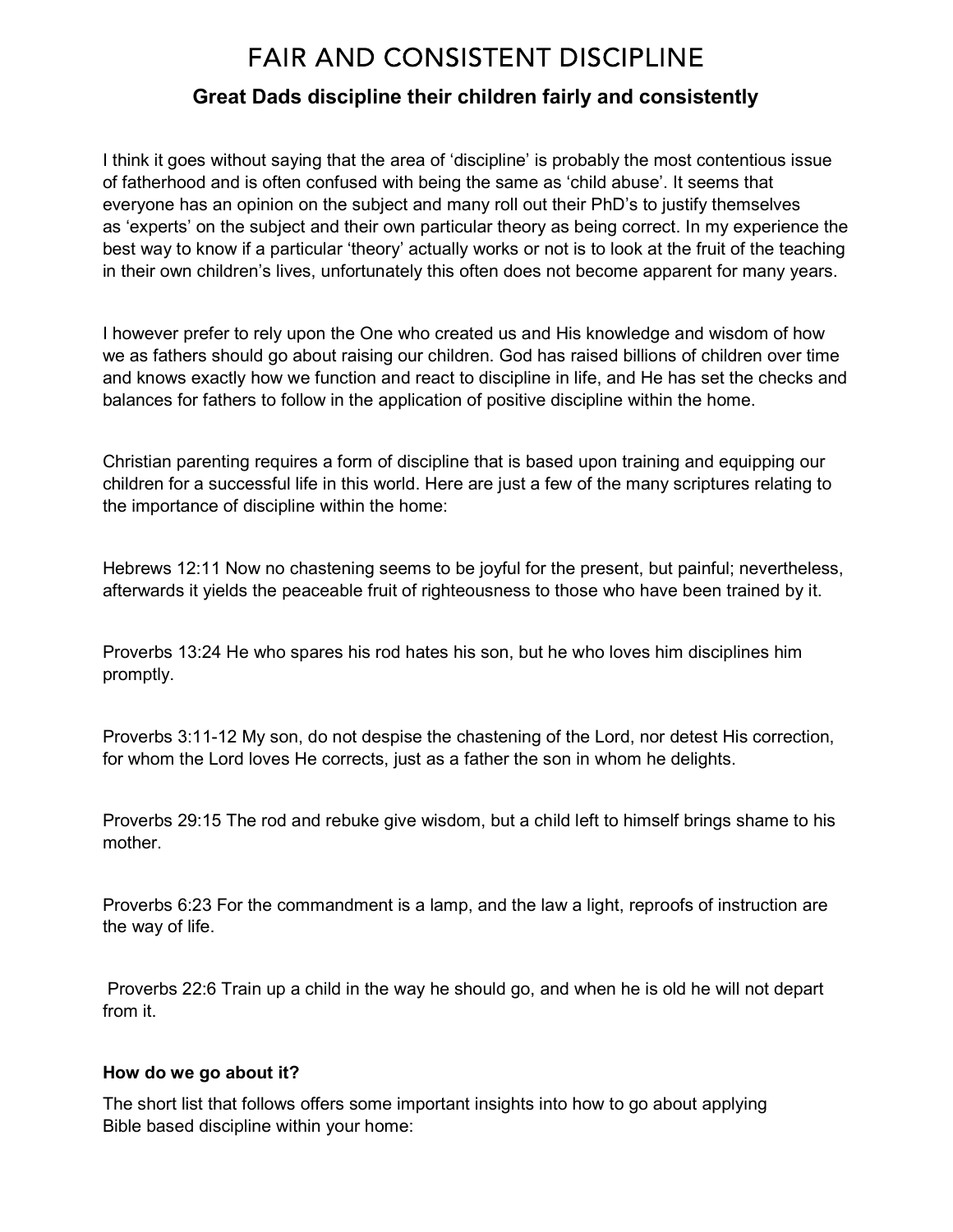# FAIR AND CONSISTENT DISCIPLINE

### Great Dads discipline their children fairly and consistently

I think it goes without saying that the area of 'discipline' is probably the most contentious issue of fatherhood and is often confused with being the same as 'child abuse'. It seems that everyone has an opinion on the subject and many roll out their PhD's to justify themselves as 'experts' on the subject and their own particular theory as being correct. In my experience the best way to know if a particular 'theory' actually works or not is to look at the fruit of the teaching in their own children's lives, unfortunately this often does not become apparent for many years.

I however prefer to rely upon the One who created us and His knowledge and wisdom of how we as fathers should go about raising our children. God has raised billions of children over time and knows exactly how we function and react to discipline in life, and He has set the checks and balances for fathers to follow in the application of positive discipline within the home.

Christian parenting requires a form of discipline that is based upon training and equipping our children for a successful life in this world. Here are just a few of the many scriptures relating to the importance of discipline within the home:

Hebrews 12:11 Now no chastening seems to be joyful for the present, but painful; nevertheless, afterwards it yields the peaceable fruit of righteousness to those who have been trained by it.

Proverbs 13:24 He who spares his rod hates his son, but he who loves him disciplines him promptly.

Proverbs 3:11-12 My son, do not despise the chastening of the Lord, nor detest His correction, for whom the Lord loves He corrects, just as a father the son in whom he delights.

Proverbs 29:15 The rod and rebuke give wisdom, but a child left to himself brings shame to his mother.

Proverbs 6:23 For the commandment is a lamp, and the law a light, reproofs of instruction are the way of life.

Proverbs 22:6 Train up a child in the way he should go, and when he is old he will not depart from it.

**How do we go about it?**

The short list that follows offers some important insights into how to go about applying Bible based discipline within your home: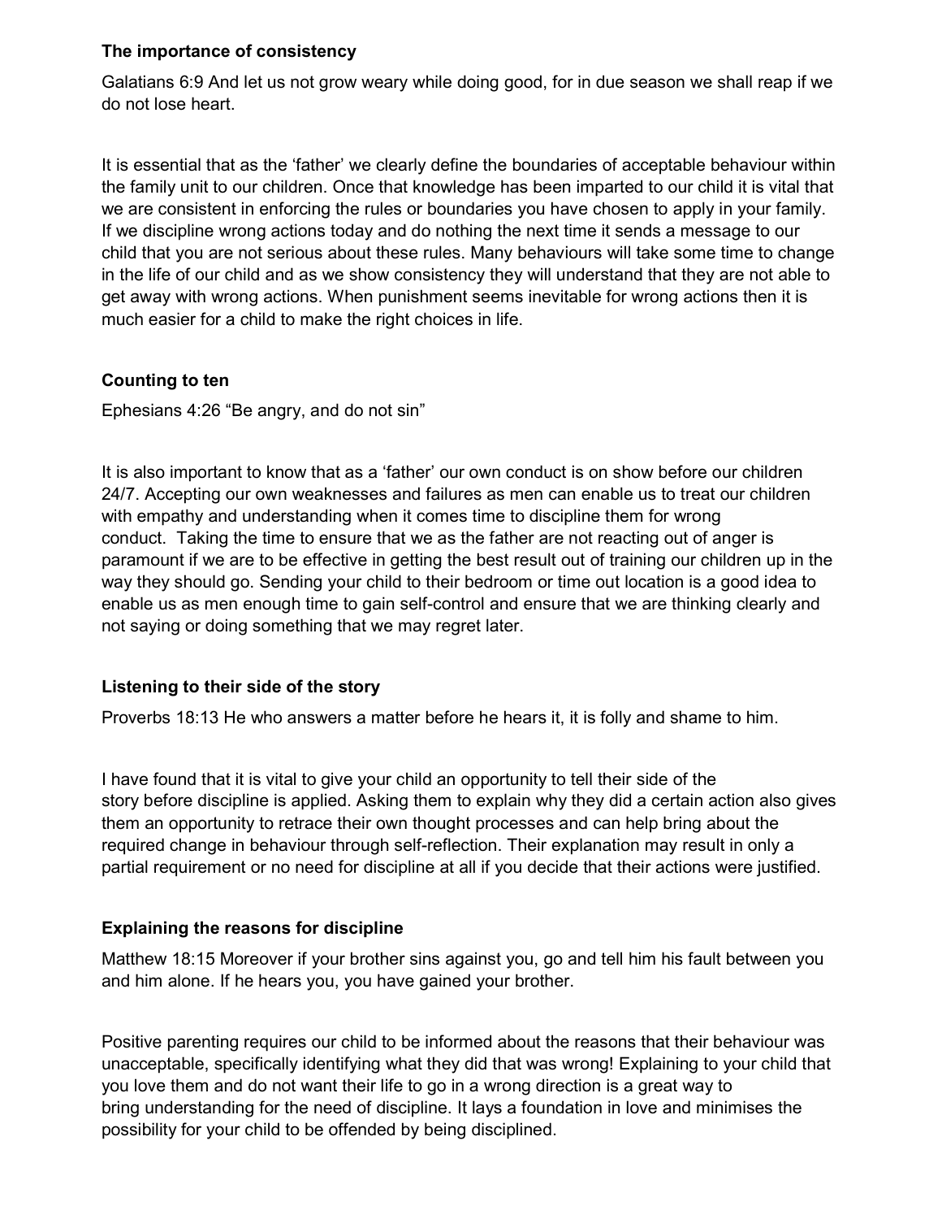**The importance of consistency**

Galatians 6:9 And let us not grow weary while doing good, for in due season we shall reap if we do not lose heart.

It is essential that as the 'father' we clearly define the boundaries of acceptable behaviour within the family unit to our children. Once that knowledge has been imparted to our child it is vital that we are consistent in enforcing the rules or boundaries you have chosen to apply in your family. If we discipline wrong actions today and do nothing the next time it sends a message to our child that you are not serious about these rules. Many behaviours will take some time to change in the life of our child and as we show consistency they will understand that they are not able to get away with wrong actions. When punishment seems inevitable for wrong actions then it is much easier for a child to make the right choices in life.

**Counting to ten**

Ephesians 4:26 "Be angry, and do not sin"

It is also important to know that as a 'father' our own conduct is on show before our children 24/7. Accepting our own weaknesses and failures as men can enable us to treat our children with empathy and understanding when it comes time to discipline them for wrong conduct. Taking the time to ensure that we as the father are not reacting out of anger is paramount if we are to be effective in getting the best result out of training our children up in the way they should go. Sending your child to their bedroom or time out location is a good idea to enable us as men enough time to gain self-control and ensure that we are thinking clearly and not saying or doing something that we may regret later.

**Listening to their side of the story**

Proverbs 18:13 He who answers a matter before he hears it, it is folly and shame to him.

I have found that it is vital to give your child an opportunity to tell their side of the story before discipline is applied. Asking them to explain why they did a certain action also gives them an opportunity to retrace their own thought processes and can help bring about the required change in behaviour through self-reflection. Their explanation may result in only a partial requirement or no need for discipline at all if you decide that their actions were justified.

**Explaining the reasons for discipline**

Matthew 18:15 Moreover if your brother sins against you, go and tell him his fault between you and him alone. If he hears you, you have gained your brother.

Positive parenting requires our child to be informed about the reasons that their behaviour was unacceptable, specifically identifying what they did that was wrong! Explaining to your child that you love them and do not want their life to go in a wrong direction is a great way to bring understanding for the need of discipline. It lays a foundation in love and minimises the possibility for your child to be offended by being disciplined.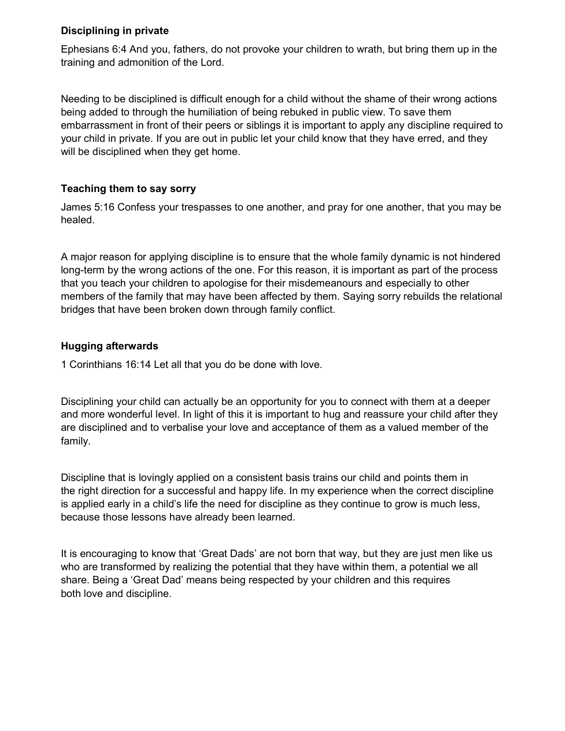### Disciplining in private

Ephesians 6:4 And you, fathers, do not provoke your children to wrath, but bring them up in the training and admonition of the Lord.

Needing to be disciplined is difficult enough for a child without the shame of their wrong actions being added to through the humiliation of being rebuked in public view. To save them embarrassment in front of their peers or siblings it is important to apply any discipline required to your child in private. If you are out in public let your child know that they have erred, and they will be disciplined when they get home.

### Teaching them to say sorry

James 5:16 Confess your trespasses to one another, and pray for one another, that you may be healed.

A major reason for applying discipline is to ensure that the whole family dynamic is not hindered long-term by the wrong actions of the one. For this reason, it is important as part of the process that you teach your children to apologise for their misdemeanours and especially to other members of the family that may have been affected by them. Saying sorry rebuilds the relational bridges that have been broken down through family conflict.

### Hugging afterwards

1 Corinthians 16:14 Let all that you do be done with love.

Disciplining your child can actually be an opportunity for you to connect with them at a deeper and more wonderful level. In light of this it is important to hug and reassure your child after they are disciplined and to verbalise your love and acceptance of them as a valued member of the family.

Discipline that is lovingly applied on a consistent basis trains our child and points them in the right direction for a successful and happy life. In my experience when the correct discipline is applied early in a child's life the need for discipline as they continue to grow is much less, because those lessons have already been learned.

It is encouraging to know that 'Great Dads' are not born that way, but they are just men like us who are transformed by realizing the potential that they have within them, a potential we all share. Being a 'Great Dad' means being respected by your children and this requires both love and discipline.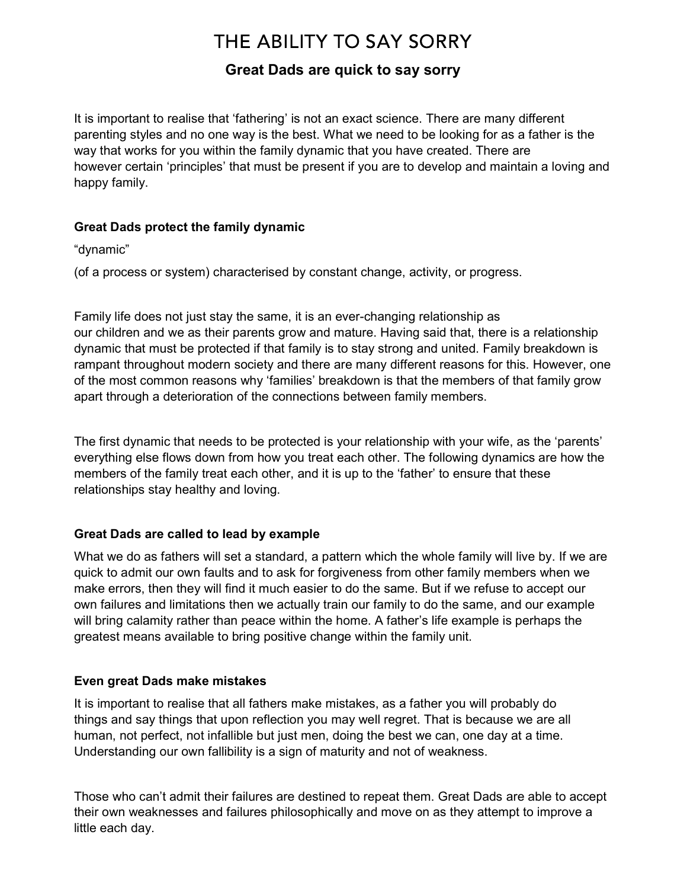# THE ABILITY TO SAY SORRY

## Great Dads are quick to say sorry

It is important to realise that 'fathering' is not an exact science. There are many different parenting styles and no one way is the best. What we need to be looking for as a father is the way that works for you within the family dynamic that you have created. There are however certain 'principles' that must be present if you are to develop and maintain a loving and happy family.

### Great Dads protect the family dynamic

"dynamic"

(of a process or system) characterised by constant change, activity, or progress.

Family life does not just stay the same, it is an ever-changing relationship as our children and we as their parents grow and mature. Having said that, there is a relationship dynamic that must be protected if that family is to stay strong and united. Family breakdown is rampant throughout modern society and there are many different reasons for this. However, one of the most common reasons why 'families' breakdown is that the members of that family grow apart through a deterioration of the connections between family members.

The first dynamic that needs to be protected is your relationship with your wife, as the 'parents' everything else flows down from how you treat each other. The following dynamics are how the members of the family treat each other, and it is up to the 'father' to ensure that these relationships stay healthy and loving.

### Great Dads are called to lead by example

What we do as fathers will set a standard, a pattern which the whole family will live by. If we are quick to admit our own faults and to ask for forgiveness from other family members when we make errors, then they will find it much easier to do the same. But if we refuse to accept our own failures and limitations then we actually train our family to do the same, and our example will bring calamity rather than peace within the home. A father's life example is perhaps the greatest means available to bring positive change within the family unit.

### Even great Dads make mistakes

It is important to realise that all fathers make mistakes, as a father you will probably do things and say things that upon reflection you may well regret. That is because we are all human, not perfect, not infallible but just men, doing the best we can, one day at a time. Understanding our own fallibility is a sign of maturity and not of weakness.

Those who can't admit their failures are destined to repeat them. Great Dads are able to accept their own weaknesses and failures philosophically and move on as they attempt to improve a little each day.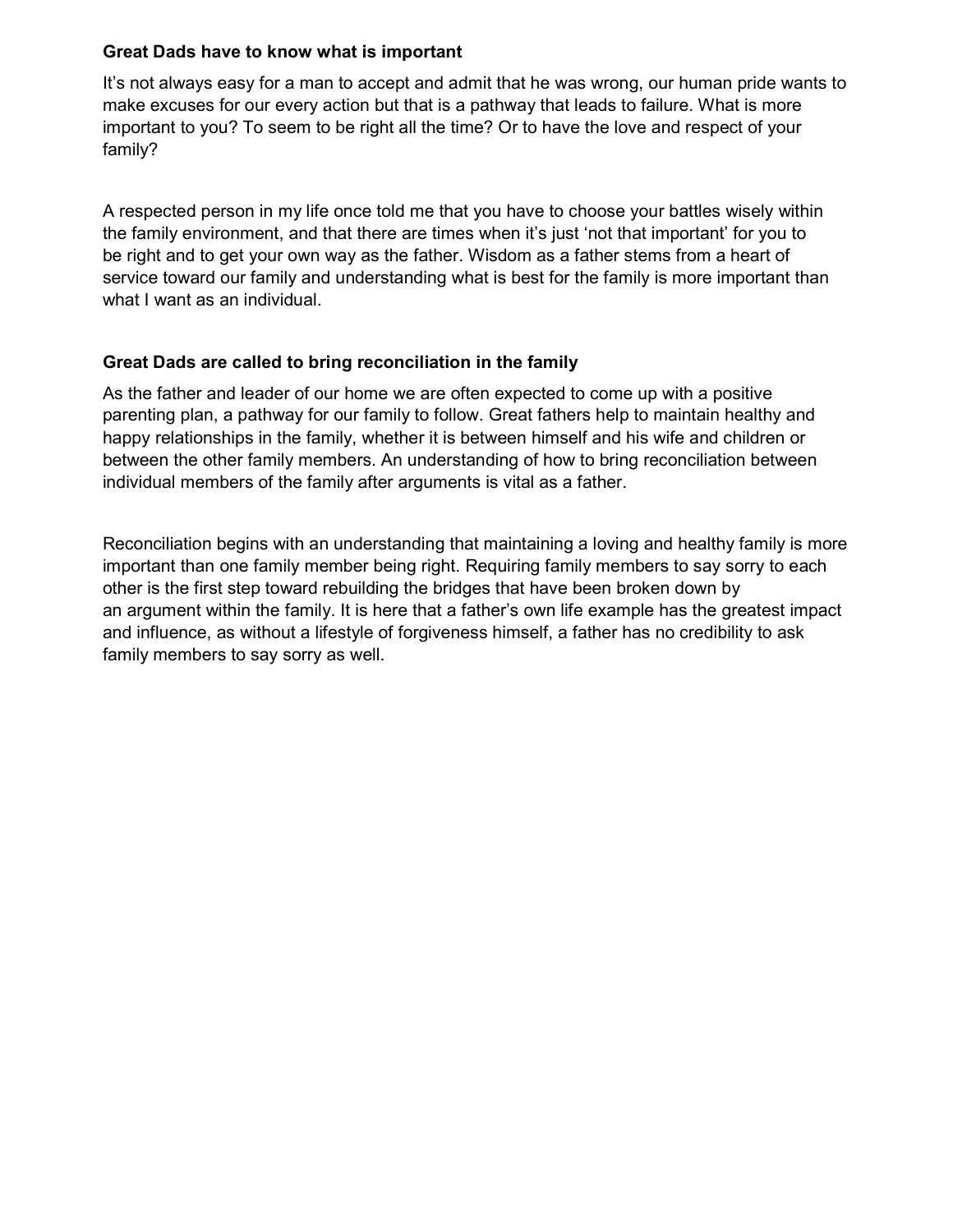**Great Dads have to know what is important**

It's not always easy for a man to accept and admit that he was wrong, our human pride wants to make excuses for our every action but that is a pathway that leads to failure. What is more important to you? To seem to be right all the time? Or to have the love and respect of your family?

A respected person in my life once told me that you have to choose your battles wisely within the family environment, and that there are times when it's just 'not that important' for you to be right and to get your own way as the father. Wisdom as a father stems from a heart of service toward our family and understanding what is best for the family is more important than what I want as an individual.

**Great Dads are called to bring reconciliation in the family**

As the father and leader of our home we are often expected to come up with a positive parenting plan, a pathway for our family to follow. Great fathers help to maintain healthy and happy relationships in the family, whether it is between himself and his wife and children or between the other family members. An understanding of how to bring reconciliation between individual members of the family after arguments is vital as a father.

Reconciliation begins with an understanding that maintaining a loving and healthy family is more important than one family member being right. Requiring family members to say sorry to each other is the first step toward rebuilding the bridges that have been broken down by an argument within the family. It is here that a father's own life example has the greatest impact and influence, as without a lifestyle of forgiveness himself, a father has no credibility to ask family members to say sorry as well.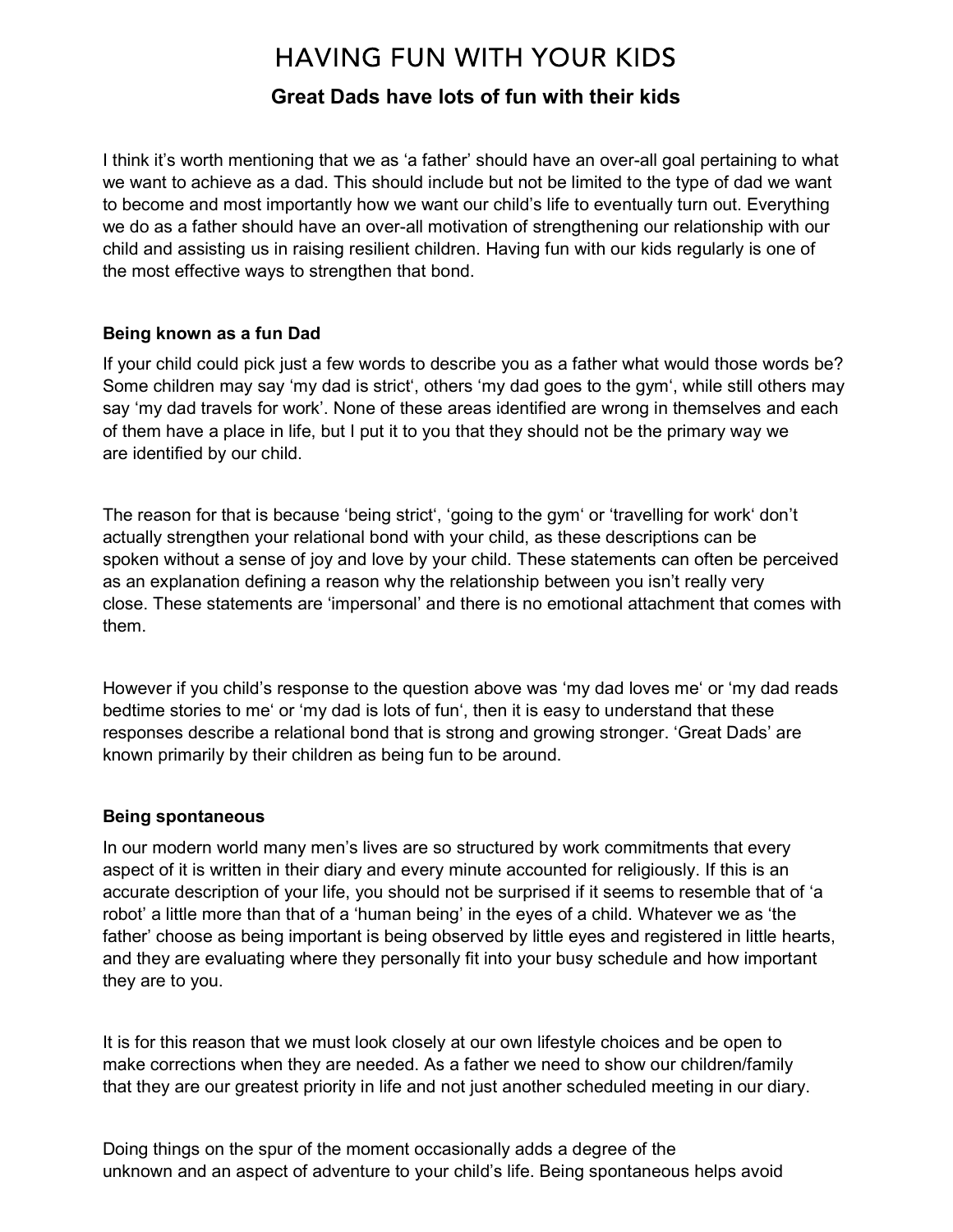# HAVING FUN WITH YOUR KIDS

## Great Dads have lots of fun with their kids

I think it's worth mentioning that we as 'a father' should have an over-all goal pertaining to what we want to achieve as a dad. This should include but not be limited to the type of dad we want to become and most importantly how we want our child's life to eventually turn out. Everything we do as a father should have an over-all motivation of strengthening our relationship with our child and assisting us in raising resilient children. Having fun with our kids regularly is one of the most effective ways to strengthen that bond.

**Being known as a fun Dad**

If your child could pick just a few words to describe you as a father what would those words be? Some children may say 'my dad is strict', others 'my dad goes to the gym', while still others may say 'my dad travels for work'. None of these areas identified are wrong in themselves and each of them have a place in life, but I put it to you that they should not be the primary way we are identified by our child.

The reason for that is because 'being strict', 'going to the gym' or 'travelling for work' don't actually strengthen your relational bond with your child, as these descriptions can be spoken without a sense of joy and love by your child. These statements can often be perceived as an explanation defining a reason why the relationship between you isn't really very close. These statements are 'impersonal' and there is no emotional attachment that comes with them.

However if you child's response to the question above was 'my dad loves me' or 'my dad reads bedtime stories to me' or 'my dad is lots of fun', then it is easy to understand that these responses describe a relational bond that is strong and growing stronger. 'Great Dads' are known primarily by their children as being fun to be around.

**Being spontaneous**

In our modern world many men's lives are so structured by work commitments that every aspect of it is written in their diary and every minute accounted for religiously. If this is an accurate description of your life, you should not be surprised if it seems to resemble that of 'a robot' a little more than that of a 'human being' in the eyes of a child. Whatever we as 'the father' choose as being important is being observed by little eyes and registered in little hearts, and they are evaluating where they personally fit into your busy schedule and how important they are to you.

It is for this reason that we must look closely at our own lifestyle choices and be open to make corrections when they are needed. As a father we need to show our children/family that they are our greatest priority in life and not just another scheduled meeting in our diary.

Doing things on the spur of the moment occasionally adds a degree of the unknown and an aspect of adventure to your child's life. Being spontaneous helps avoid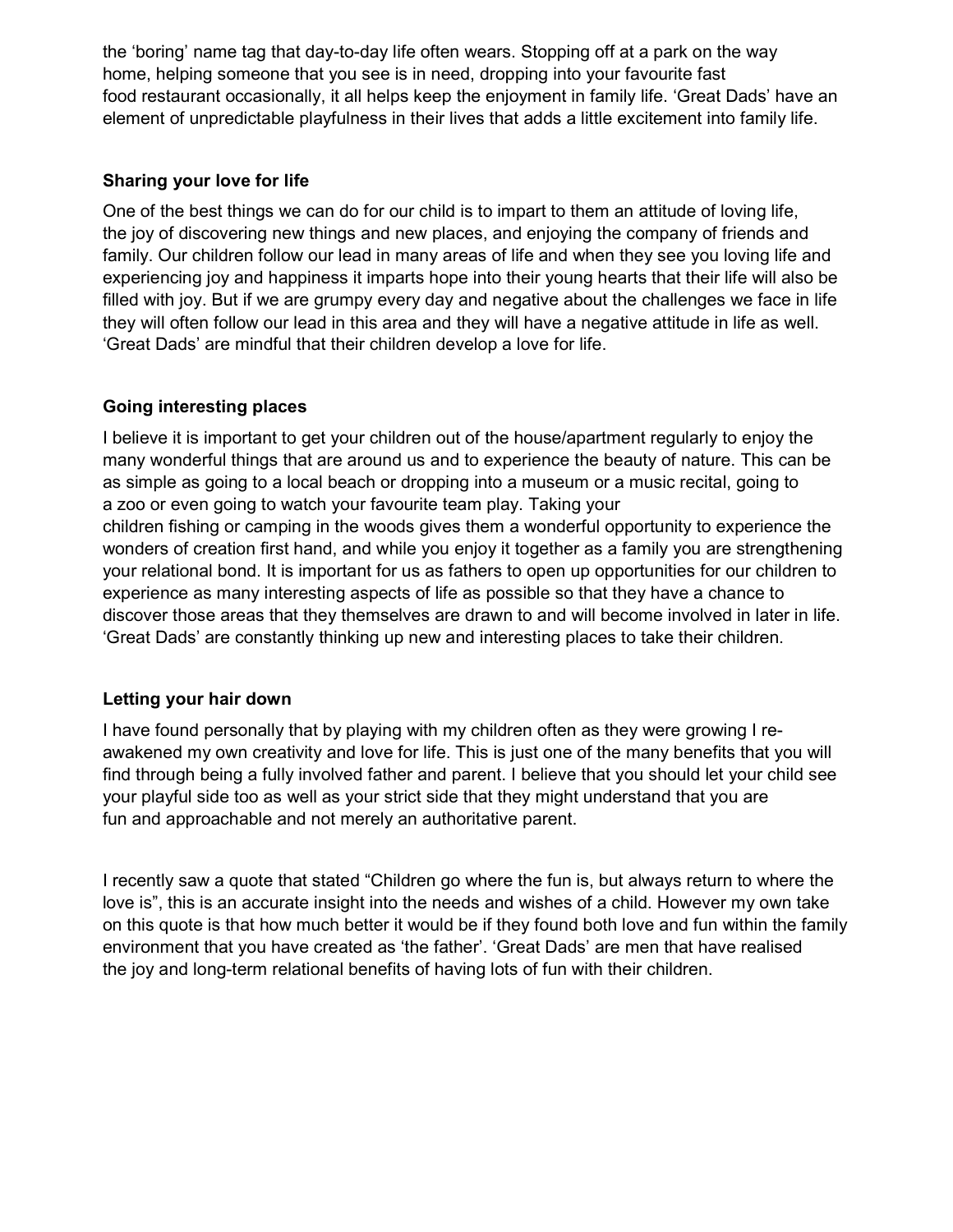the 'boring' name tag that day-to-day life often wears. Stopping off at a park on the way home, helping someone that you see is in need, dropping into your favourite fast food restaurant occasionally, it all helps keep the enjoyment in family life. 'Great Dads' have an element of unpredictable playfulness in their lives that adds a little excitement into family life.

### Sharing your love for life

One of the best things we can do for our child is to impart to them an attitude of loving life, the joy of discovering new things and new places, and enjoying the company of friends and family. Our children follow our lead in many areas of life and when they see you loving life and experiencing joy and happiness it imparts hope into their young hearts that their life will also be filled with joy. But if we are grumpy every day and negative about the challenges we face in life they will often follow our lead in this area and they will have a negative attitude in life as well. 'Great Dads' are mindful that their children develop a love for life.

### Going interesting places

I believe it is important to get your children out of the house/apartment regularly to enjoy the many wonderful things that are around us and to experience the beauty of nature. This can be as simple as going to a local beach or dropping into a museum or a music recital, going to a zoo or even going to watch your favourite team play. Taking your children fishing or camping in the woods gives them a wonderful opportunity to experience the wonders of creation first hand, and while you enjoy it together as a family you are strengthening your relational bond. It is important for us as fathers to open up opportunities for our children to experience as many interesting aspects of life as possible so that they have a chance to discover those areas that they themselves are drawn to and will become involved in later in life. 'Great Dads' are constantly thinking up new and interesting places to take their children.

### Letting your hair down

I have found personally that by playing with my children often as they were growing I re-awakened my own creativity and love for life. This is just one of the many benefits that you will find through being a fully involved father and parent. I believe that you should let your child see your playful side too as well as your strict side that they might understand that you are fun and approachable and not merely an authoritative parent.

I recently saw a quote that stated "Children go where the fun is, but always return to where the love is", this is an accurate insight into the needs and wishes of a child. However my own take on this quote is that how much better it would be if they found both love and fun within the family environment that you have created as 'the father'. 'Great Dads' are men that have realised the joy and long-term relational benefits of having lots of fun with their children.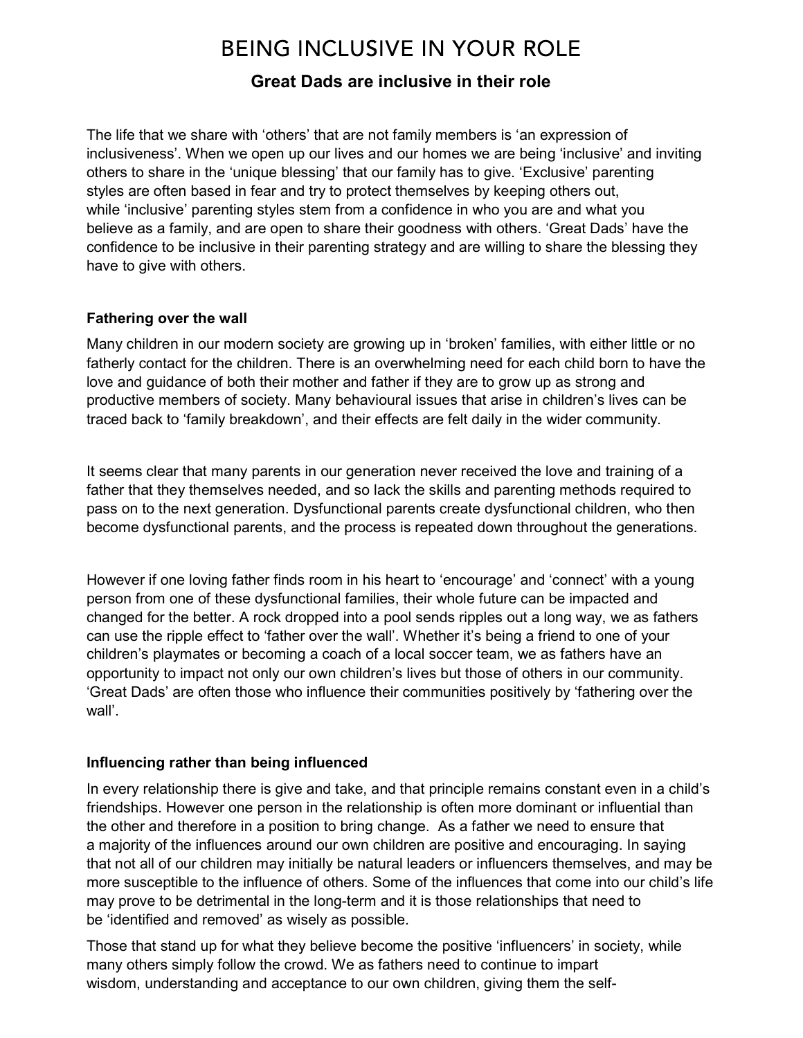# BEING INCLUSIVE IN YOUR ROLE

## Great Dads are inclusive in their role

The life that we share with 'others' that are not family members is 'an expression of inclusiveness'. When we open up our lives and our homes we are being 'inclusive' and inviting others to share in the 'unique blessing' that our family has to give. 'Exclusive' parenting styles are often based in fear and try to protect themselves by keeping others out, while 'inclusive' parenting styles stem from a confidence in who you are and what you believe as a family, and are open to share their goodness with others. 'Great Dads' have the confidence to be inclusive in their parenting strategy and are willing to share the blessing they have to give with others.

### Fathering over the wall

Many children in our modern society are growing up in 'broken' families, with either little or no fatherly contact for the children. There is an overwhelming need for each child born to have the love and guidance of both their mother and father if they are to grow up as strong and productive members of society. Many behavioural issues that arise in children's lives can be traced back to 'family breakdown', and their effects are felt daily in the wider community.

It seems clear that many parents in our generation never received the love and training of a father that they themselves needed, and so lack the skills and parenting methods required to pass on to the next generation. Dysfunctional parents create dysfunctional children, who then become dysfunctional parents, and the process is repeated down throughout the generations.

However if one loving father finds room in his heart to 'encourage' and 'connect' with a young person from one of these dysfunctional families, their whole future can be impacted and changed for the better. A rock dropped into a pool sends ripples out a long way, we as fathers can use the ripple effect to 'father over the wall'. Whether it's being a friend to one of your children's playmates or becoming a coach of a local soccer team, we as fathers have an opportunity to impact not only our own children's lives but those of others in our community. 'Great Dads' are often those who influence their communities positively by 'fathering over the wall'.

### Influencing rather than being influenced

In every relationship there is give and take, and that principle remains constant even in a child's friendships. However one person in the relationship is often more dominant or influential than the other and therefore in a position to bring change. As a father we need to ensure that a majority of the influences around our own children are positive and encouraging. In saying that not all of our children may initially be natural leaders or influencers themselves, and may be more susceptible to the influence of others. Some of the influences that come into our child's life may prove to be detrimental in the long-term and it is those relationships that need to be 'identified and removed' as wisely as possible.

Those that stand up for what they believe become the positive 'influencers' in society, while many others simply follow the crowd. We as fathers need to continue to impart wisdom, understanding and acceptance to our own children, giving them the self-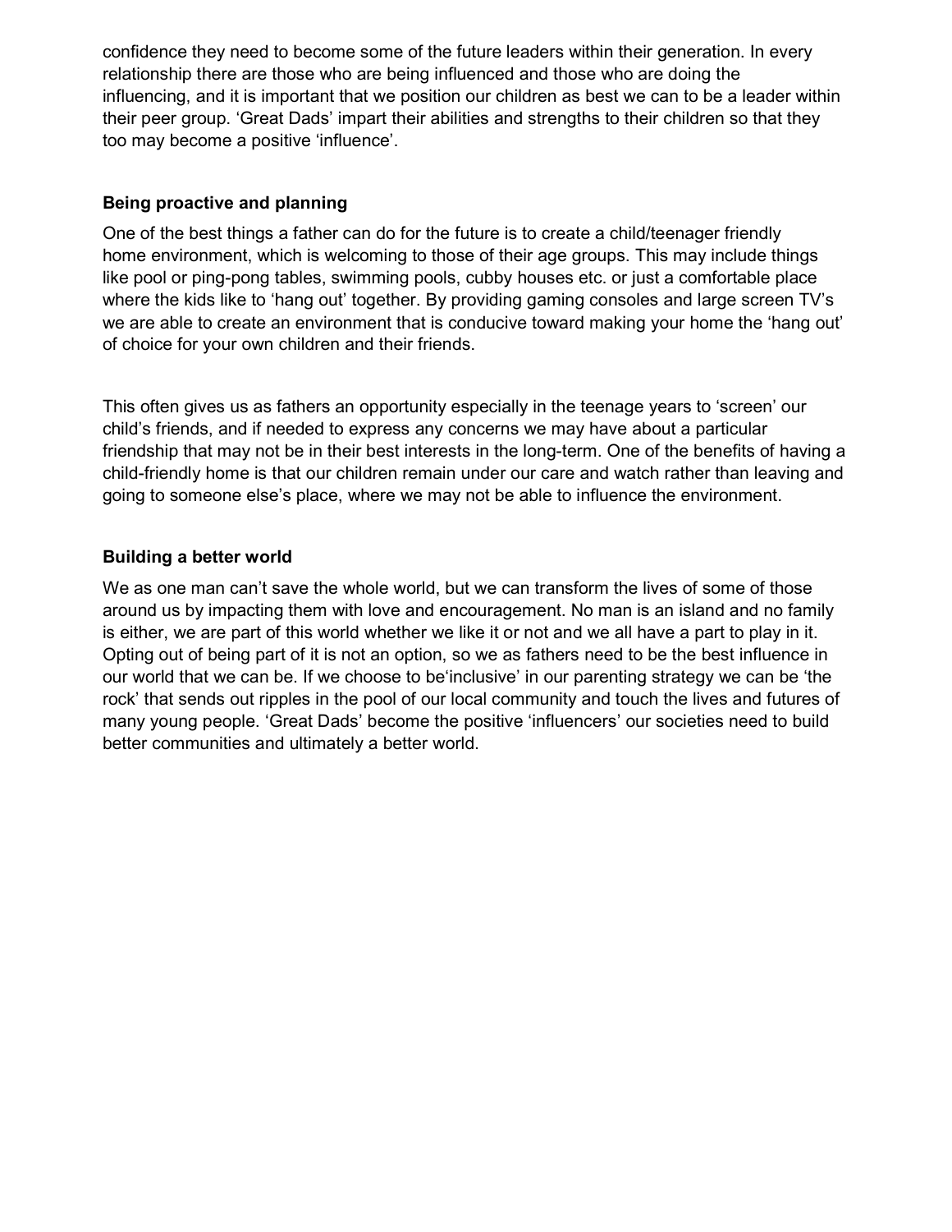confidence they need to become some of the future leaders within their generation. In every relationship there are those who are being influenced and those who are doing the influencing, and it is important that we position our children as best we can to be a leader within their peer group. 'Great Dads' impart their abilities and strengths to their children so that they too may become a positive 'influence'.

**Being proactive and planning**

One of the best things a father can do for the future is to create a child/teenager friendly home environment, which is welcoming to those of their age groups. This may include things like pool or ping-pong tables, swimming pools, cubby houses etc. or just a comfortable place where the kids like to 'hang out' together. By providing gaming consoles and large screen TV's we are able to create an environment that is conducive toward making your home the 'hang out' of choice for your own children and their friends.

This often gives us as fathers an opportunity especially in the teenage years to 'screen' our child's friends, and if needed to express any concerns we may have about a particular friendship that may not be in their best interests in the long-term. One of the benefits of having a child-friendly home is that our children remain under our care and watch rather than leaving and going to someone else's place, where we may not be able to influence the environment.

**Building a better world**

We as one man can't save the whole world, but we can transform the lives of some of those around us by impacting them with love and encouragement. No man is an island and no family is either, we are part of this world whether we like it or not and we all have a part to play in it. Opting out of being part of it is not an option, so we as fathers need to be the best influence in our world that we can be. If we choose to be'inclusive' in our parenting strategy we can be 'the rock' that sends out ripples in the pool of our local community and touch the lives and futures of many young people. 'Great Dads' become the positive 'influencers' our societies need to build better communities and ultimately a better world.